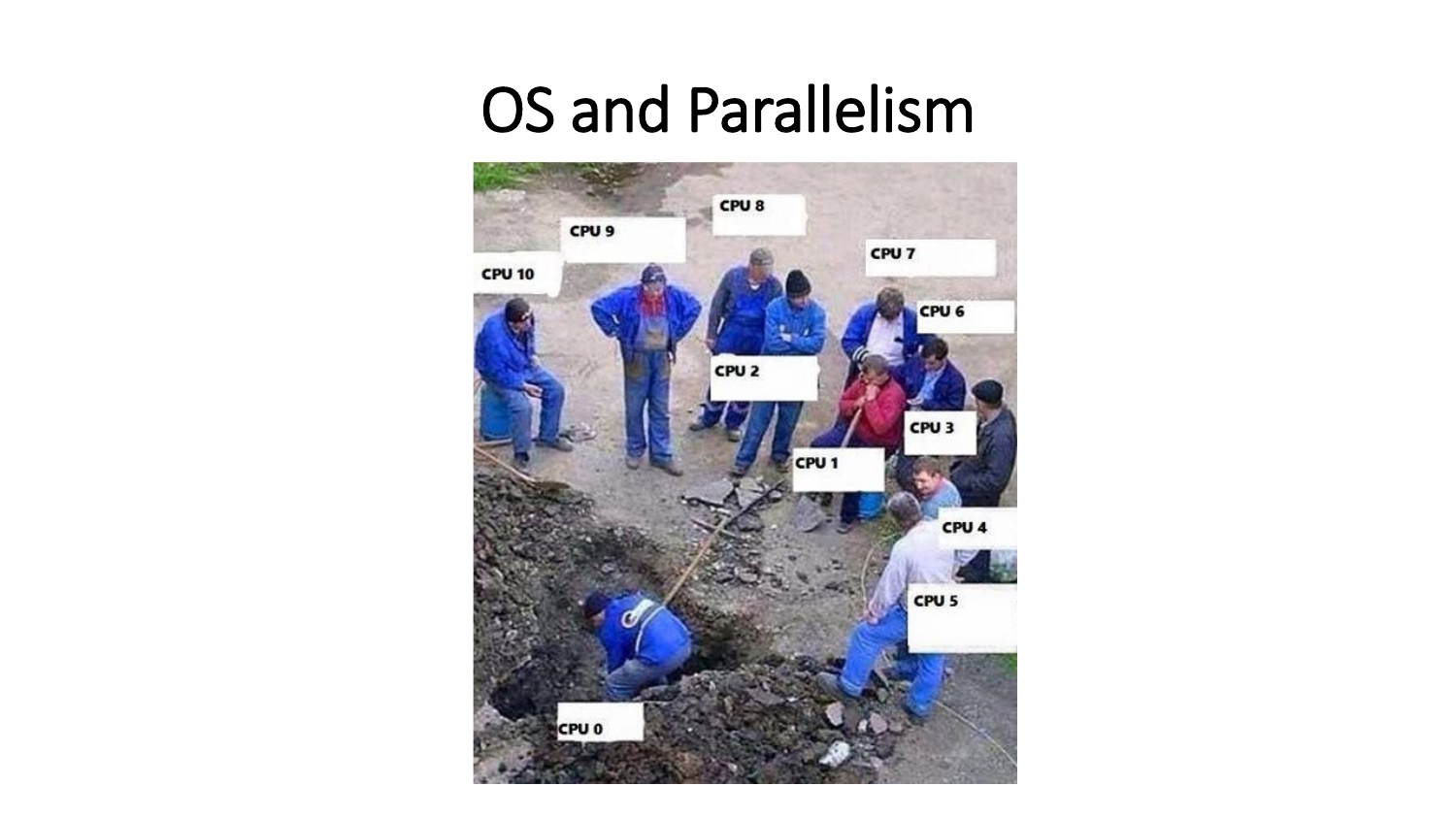# OS and Parallelism

CPU 8

CPU 9

CPU 10

CPU 7

CPU 6

CPU 2

CPU 3

CPU 1

CPU 4

CPU 5

CPU 0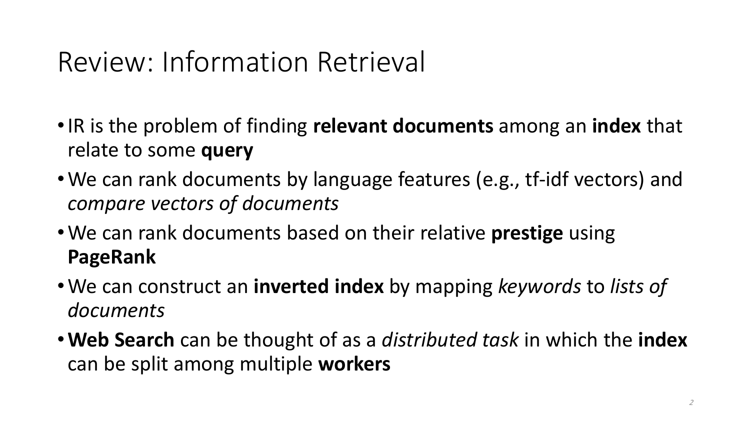# Review: Information Retrieval

- IR is the problem of finding **relevant documents** among an **index** that relate to some **query**
- We can rank documents by language features (e.g., tf-idf vectors) and *compare vectors of documents*
- We can rank documents based on their relative **prestige** using **PageRank**
- We can construct an **inverted index** by mapping *keywords* to *lists of documents*
- **Web Search** can be thought of as a *distributed task* in which the **index** can be split among multiple **workers**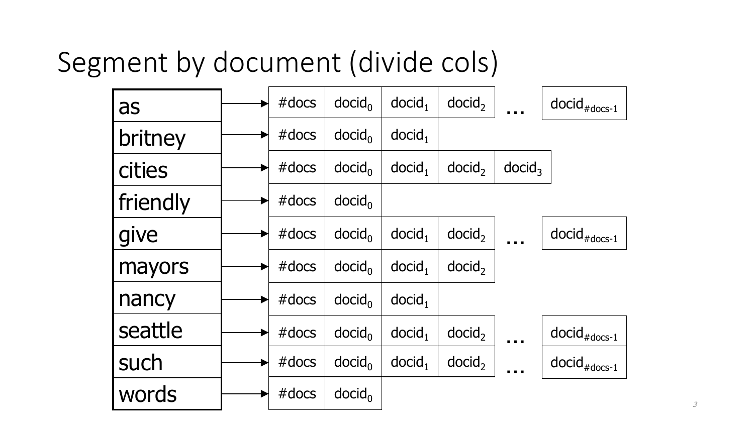# Segment by document (divide cols)

| Term | Postings |
|---|---|
| as | #docs, $docid_0$, $docid_1$, $docid_2$, …, $docid_{\#docs-1}$ |
| britney | #docs, $docid_0$, $docid_1$ |
| cities | #docs, $docid_0$, $docid_1$, $docid_2$, $docid_3$ |
| friendly | #docs, $docid_0$ |
| give | #docs, $docid_0$, $docid_1$, $docid_2$, …, $docid_{\#docs-1}$ |
| mayors | #docs, $docid_0$, $docid_1$, $docid_2$ |
| nancy | #docs, $docid_0$, $docid_1$ |
| seattle | #docs, $docid_0$, $docid_1$, $docid_2$, …, $docid_{\#docs-1}$ |
| such | #docs, $docid_0$, $docid_1$, $docid_2$, …, $docid_{\#docs-1}$ |
| words | #docs, $docid_0$ |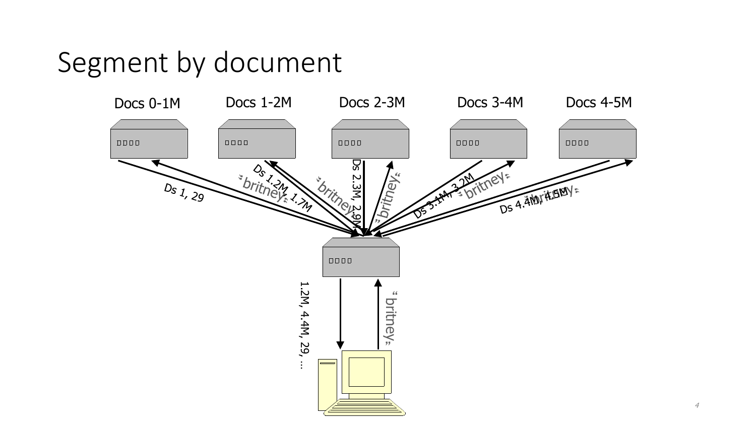# Segment by document

Docs 0-1M

Docs 1-2M

Docs 2-3M

Docs 3-4M

Docs 4-5M

Ds 1, 29

"britney"

Ds 1.2M, 1.7M

"britney"

Ds 2.3M, 2.9M

"britney"

Ds 3.1M, 3.2M

"britney"

Ds 4.4M, 4.5M

"britney"

1.2M, 4.4M, 29, ...

"britney"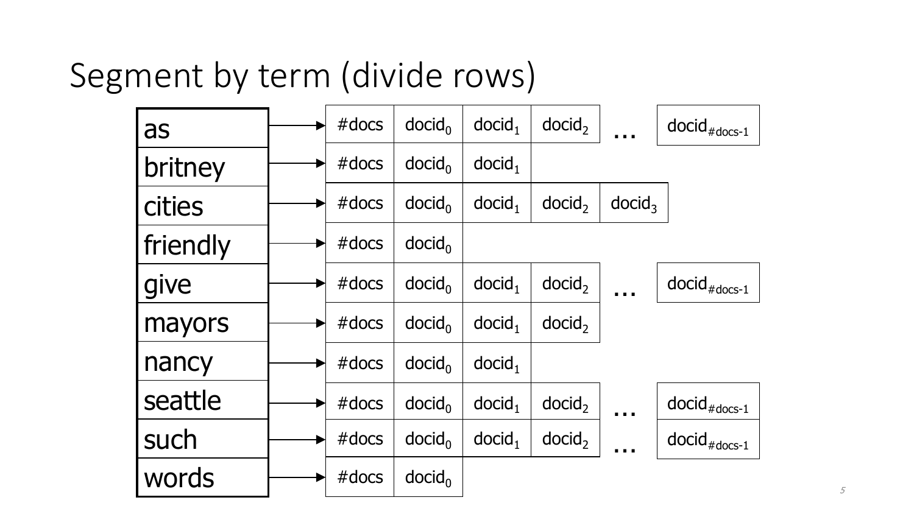# Segment by term (divide rows)

| Term | Postings | | | | | |
|---|---|---|---|---|---|---|
| as | #docs | $docid_0$ | $docid_1$ | $docid_2$ | … | $docid_{\#docs-1}$ |
| britney | #docs | $docid_0$ | $docid_1$ | | | |
| cities | #docs | $docid_0$ | $docid_1$ | $docid_2$ | $docid_3$ | |
| friendly | #docs | $docid_0$ | | | | |
| give | #docs | $docid_0$ | $docid_1$ | $docid_2$ | … | $docid_{\#docs-1}$ |
| mayors | #docs | $docid_0$ | $docid_1$ | $docid_2$ | | |
| nancy | #docs | $docid_0$ | $docid_1$ | | | |
| seattle | #docs | $docid_0$ | $docid_1$ | $docid_2$ | … | $docid_{\#docs-1}$ |
| such | #docs | $docid_0$ | $docid_1$ | $docid_2$ | … | $docid_{\#docs-1}$ |
| words | #docs | $docid_0$ | | | | |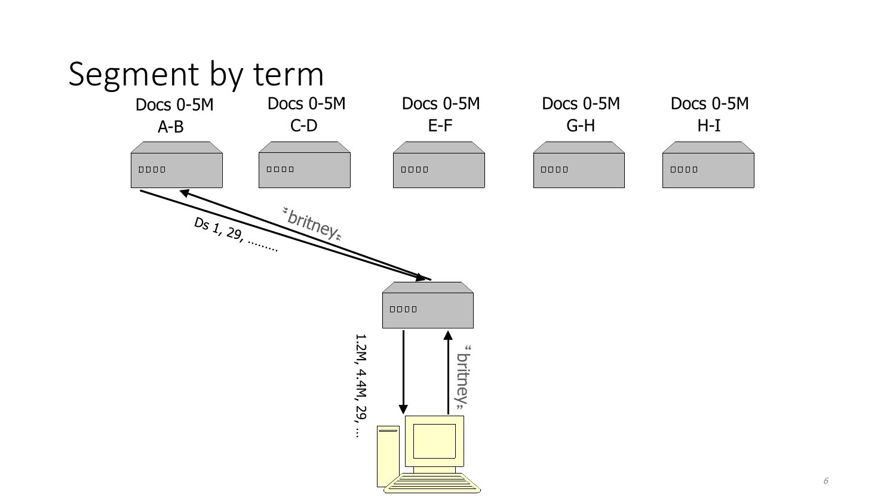# Segment by term

Docs 0-5M
A-B

Docs 0-5M
C-D

Docs 0-5M
E-F

Docs 0-5M
G-H

Docs 0-5M
H-I

"britney"

Ds 1, 29, ………

1.2M, 4.4M, 29, …

"britney"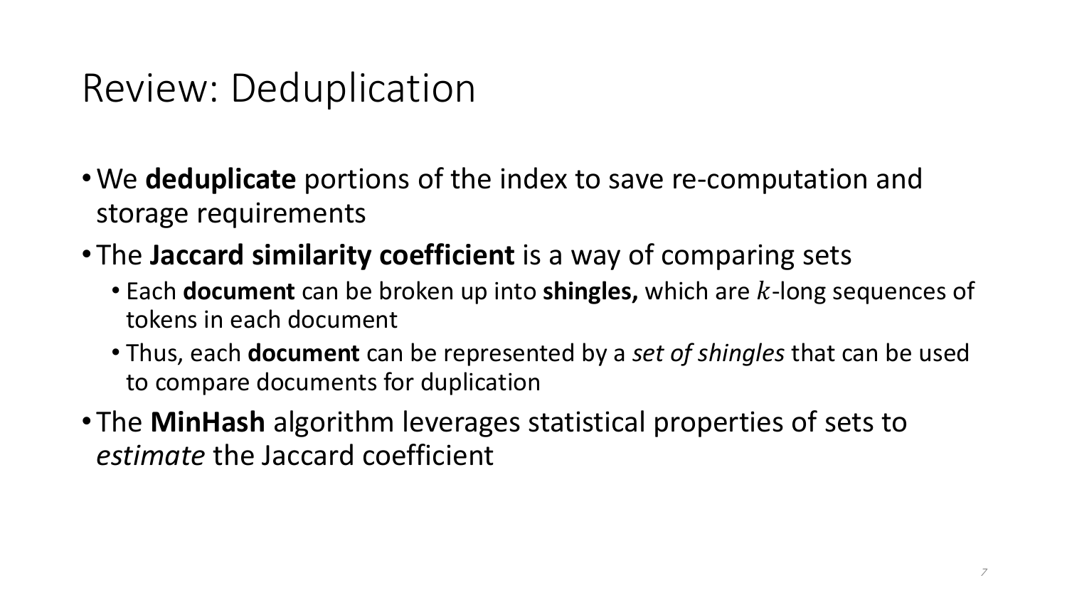# Review: Deduplication

- We **deduplicate** portions of the index to save re-computation and storage requirements
- The **Jaccard similarity coefficient** is a way of comparing sets
  - Each **document** can be broken up into **shingles,** which are $k$-long sequences of tokens in each document
  - Thus, each **document** can be represented by a *set of shingles* that can be used to compare documents for duplication
- The **MinHash** algorithm leverages statistical properties of sets to *estimate* the Jaccard coefficient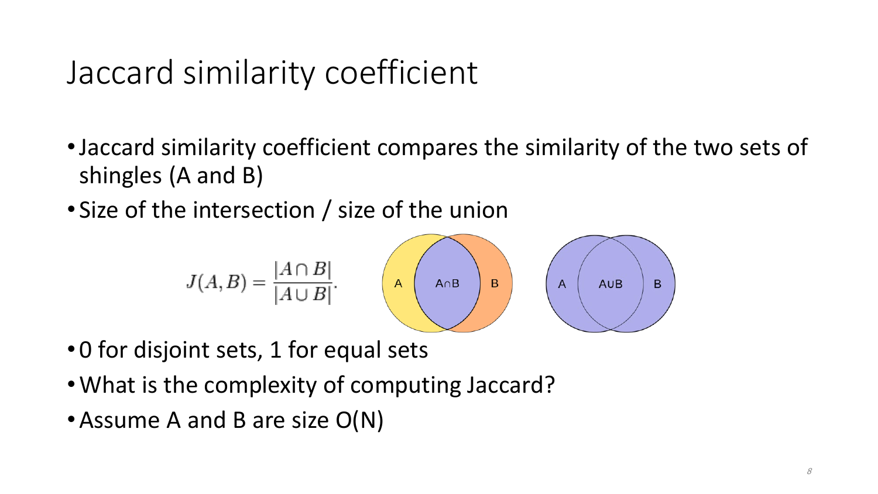# Jaccard similarity coefficient

- Jaccard similarity coefficient compares the similarity of the two sets of shingles (A and B)
- Size of the intersection / size of the union

$$J(A,B) = \frac{|A \cap B|}{|A \cup B|}.$$

- 0 for disjoint sets, 1 for equal sets
- What is the complexity of computing Jaccard?
- Assume A and B are size O(N)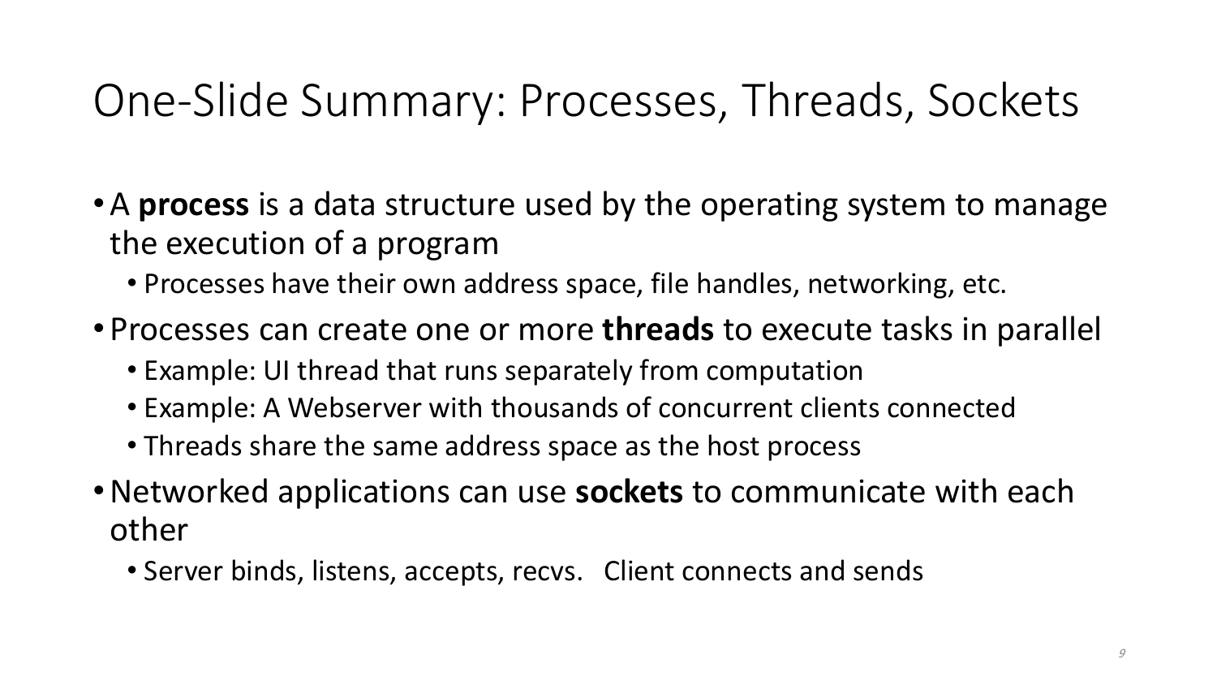# One-Slide Summary: Processes, Threads, Sockets

- A **process** is a data structure used by the operating system to manage the execution of a program
  - Processes have their own address space, file handles, networking, etc.
- Processes can create one or more **threads** to execute tasks in parallel
  - Example: UI thread that runs separately from computation
  - Example: A Webserver with thousands of concurrent clients connected
  - Threads share the same address space as the host process
- Networked applications can use **sockets** to communicate with each other
  - Server binds, listens, accepts, recvs. Client connects and sends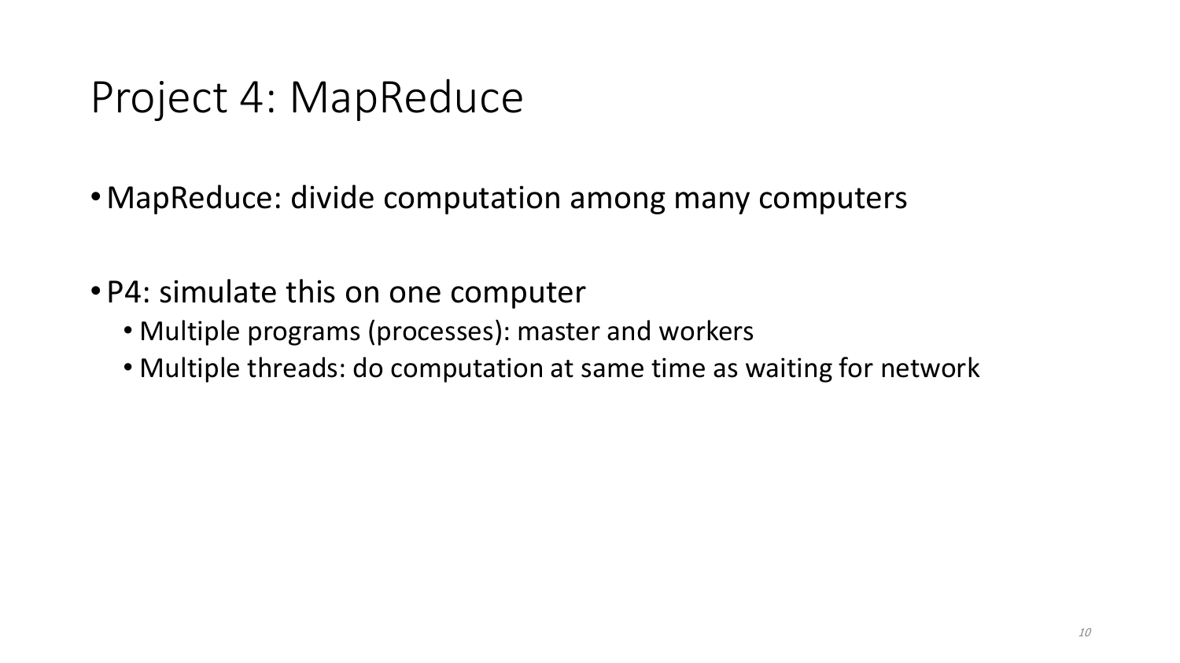# Project 4: MapReduce

- MapReduce: divide computation among many computers
- P4: simulate this on one computer
  - Multiple programs (processes): master and workers
  - Multiple threads: do computation at same time as waiting for network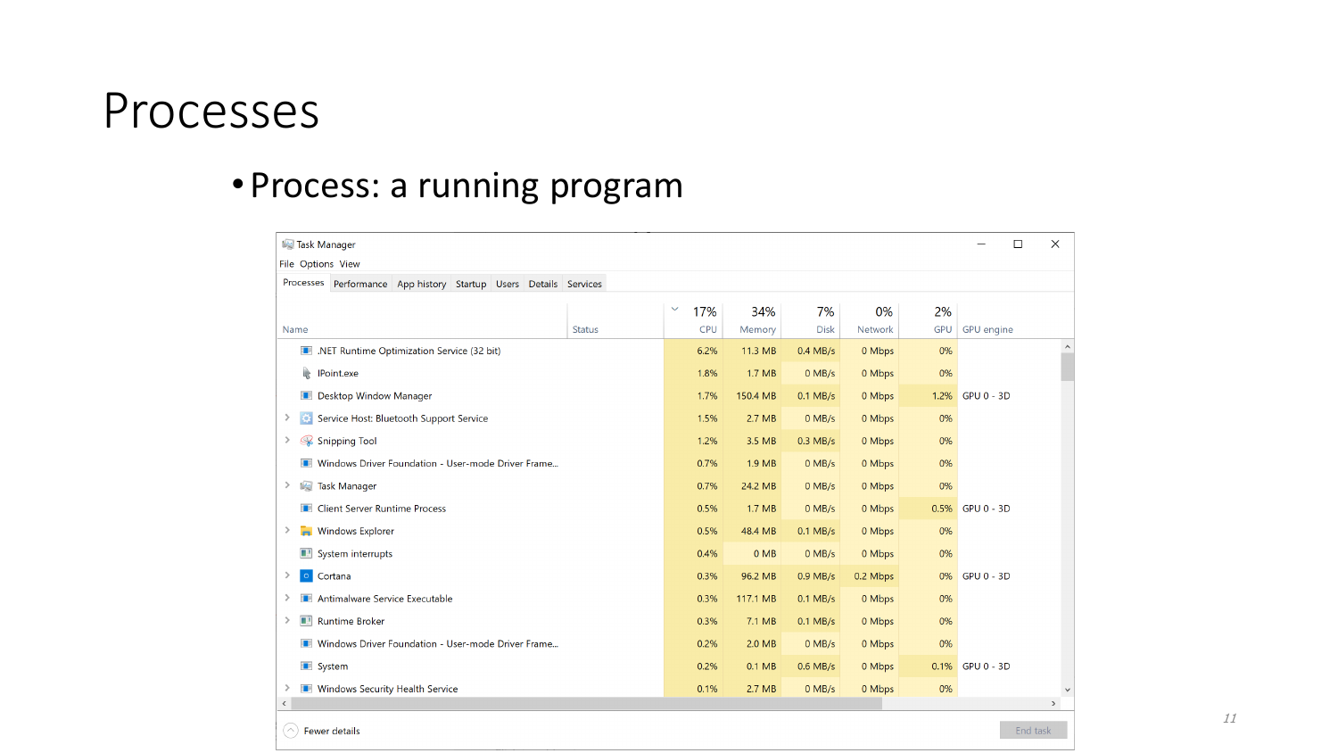# Processes

- Process: a running program

Task Manager

File Options View

Processes | Performance | App history | Startup | Users | Details | Services

| Name | Status | 17% CPU | 34% Memory | 7% Disk | 0% Network | 2% GPU | GPU engine |
|---|---|---|---|---|---|---|---|
| .NET Runtime Optimization Service (32 bit) | | 6.2% | 11.3 MB | 0.4 MB/s | 0 Mbps | 0% | |
| IPoint.exe | | 1.8% | 1.7 MB | 0 MB/s | 0 Mbps | 0% | |
| Desktop Window Manager | | 1.7% | 150.4 MB | 0.1 MB/s | 0 Mbps | 1.2% | GPU 0 - 3D |
| Service Host: Bluetooth Support Service | | 1.5% | 2.7 MB | 0 MB/s | 0 Mbps | 0% | |
| Snipping Tool | | 1.2% | 3.5 MB | 0.3 MB/s | 0 Mbps | 0% | |
| Windows Driver Foundation - User-mode Driver Frame... | | 0.7% | 1.9 MB | 0 MB/s | 0 Mbps | 0% | |
| Task Manager | | 0.7% | 24.2 MB | 0 MB/s | 0 Mbps | 0% | |
| Client Server Runtime Process | | 0.5% | 1.7 MB | 0 MB/s | 0 Mbps | 0.5% | GPU 0 - 3D |
| Windows Explorer | | 0.5% | 48.4 MB | 0.1 MB/s | 0 Mbps | 0% | |
| System interrupts | | 0.4% | 0 MB | 0 MB/s | 0 Mbps | 0% | |
| Cortana | | 0.3% | 96.2 MB | 0.9 MB/s | 0.2 Mbps | 0% | GPU 0 - 3D |
| Antimalware Service Executable | | 0.3% | 117.1 MB | 0.1 MB/s | 0 Mbps | 0% | |
| Runtime Broker | | 0.3% | 7.1 MB | 0.1 MB/s | 0 Mbps | 0% | |
| Windows Driver Foundation - User-mode Driver Frame... | | 0.2% | 2.0 MB | 0 MB/s | 0 Mbps | 0% | |
| System | | 0.2% | 0.1 MB | 0.6 MB/s | 0 Mbps | 0.1% | GPU 0 - 3D |
| Windows Security Health Service | | 0.1% | 2.7 MB | 0 MB/s | 0 Mbps | 0% | |

Fewer details | End task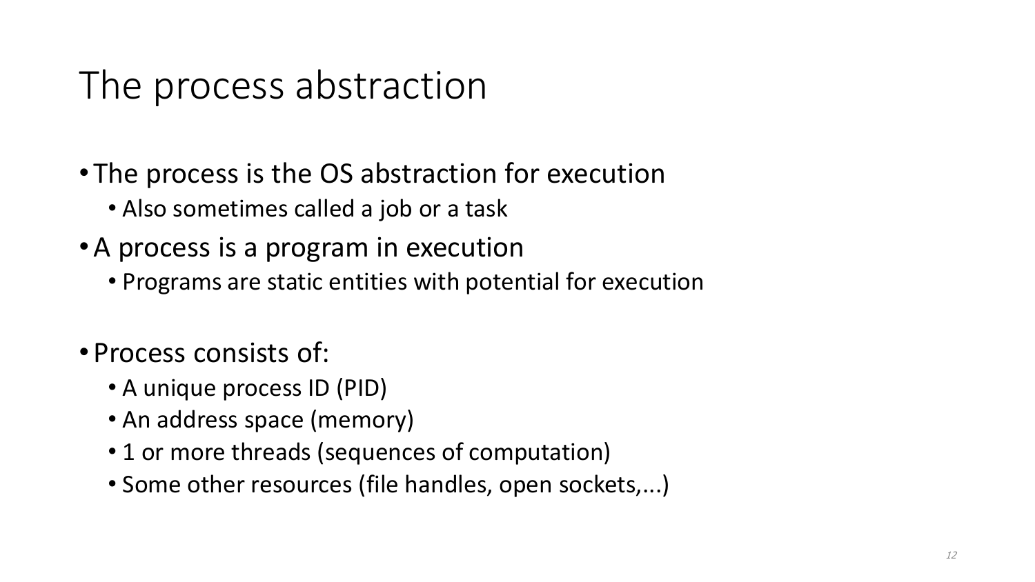# The process abstraction

- The process is the OS abstraction for execution
  - Also sometimes called a job or a task
- A process is a program in execution
  - Programs are static entities with potential for execution
- Process consists of:
  - A unique process ID (PID)
  - An address space (memory)
  - 1 or more threads (sequences of computation)
  - Some other resources (file handles, open sockets,...)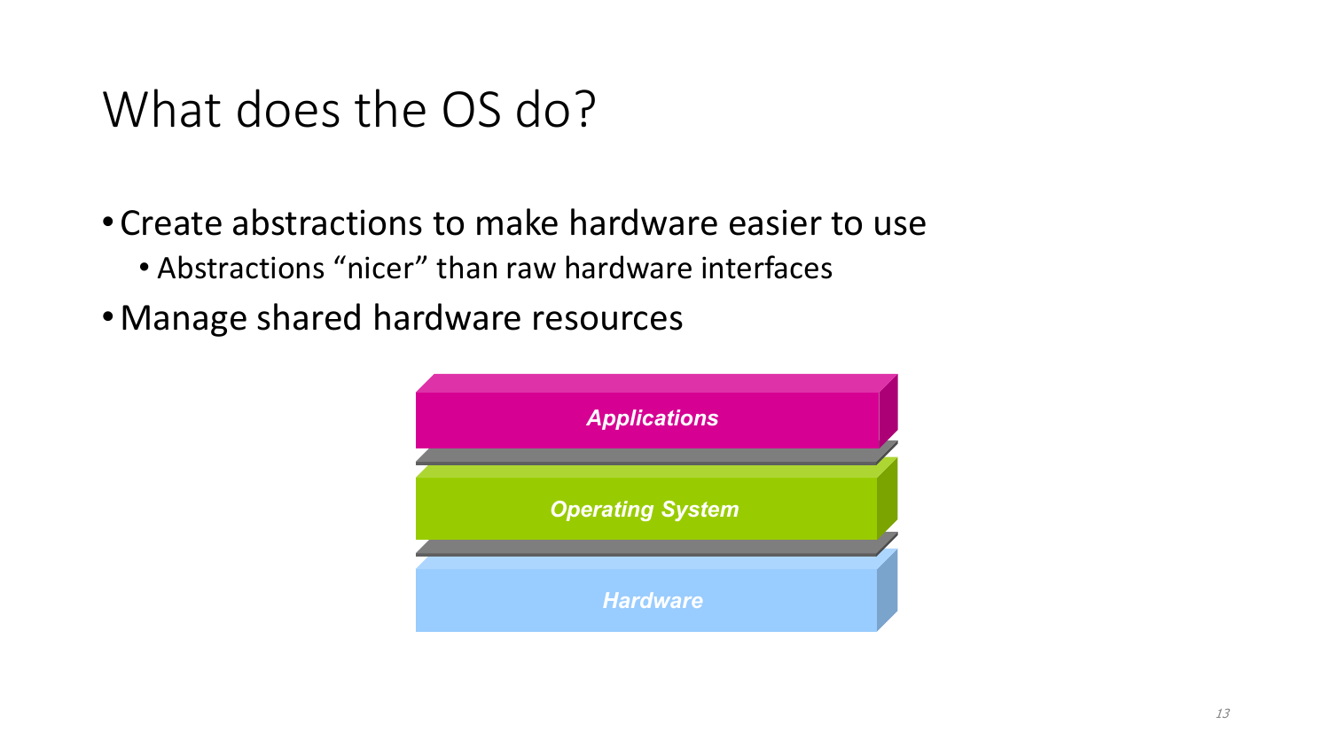# What does the OS do?

- Create abstractions to make hardware easier to use
  - Abstractions “nicer” than raw hardware interfaces
- Manage shared hardware resources

*Applications*

*Operating System*

*Hardware*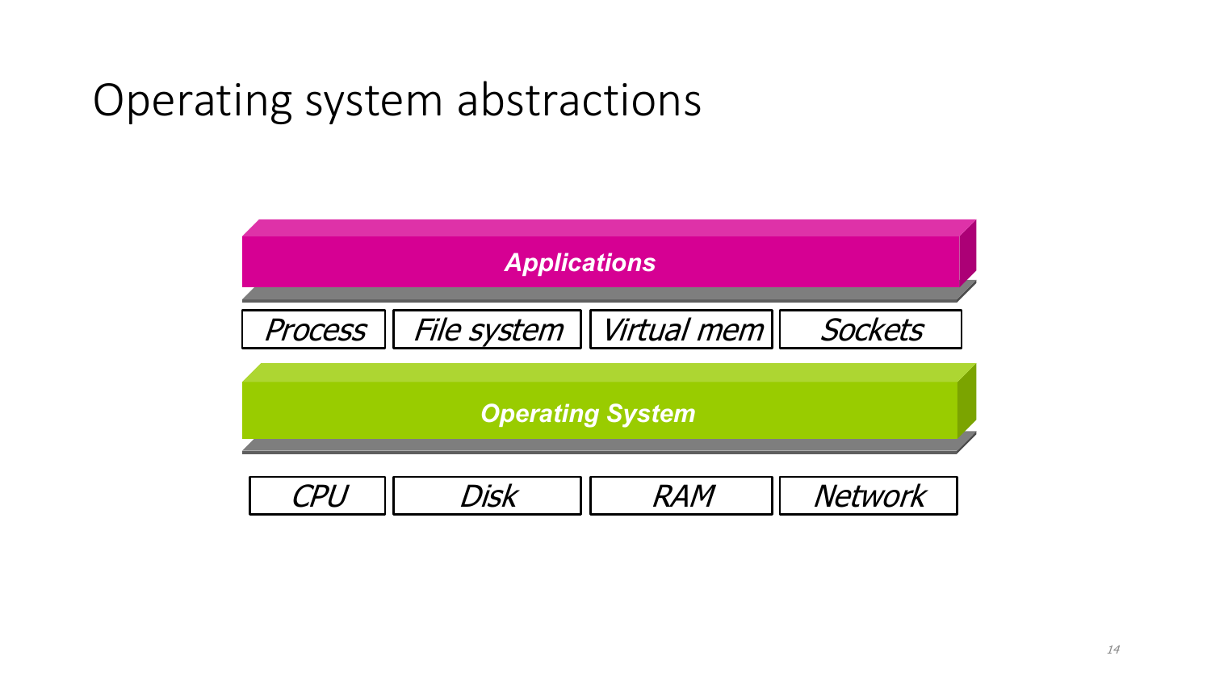# Operating system abstractions

**Applications**

| *Process* | *File system* | *Virtual mem* | *Sockets* |
|---|---|---|---|

**Operating System**

| *CPU* | *Disk* | *RAM* | *Network* |
|---|---|---|---|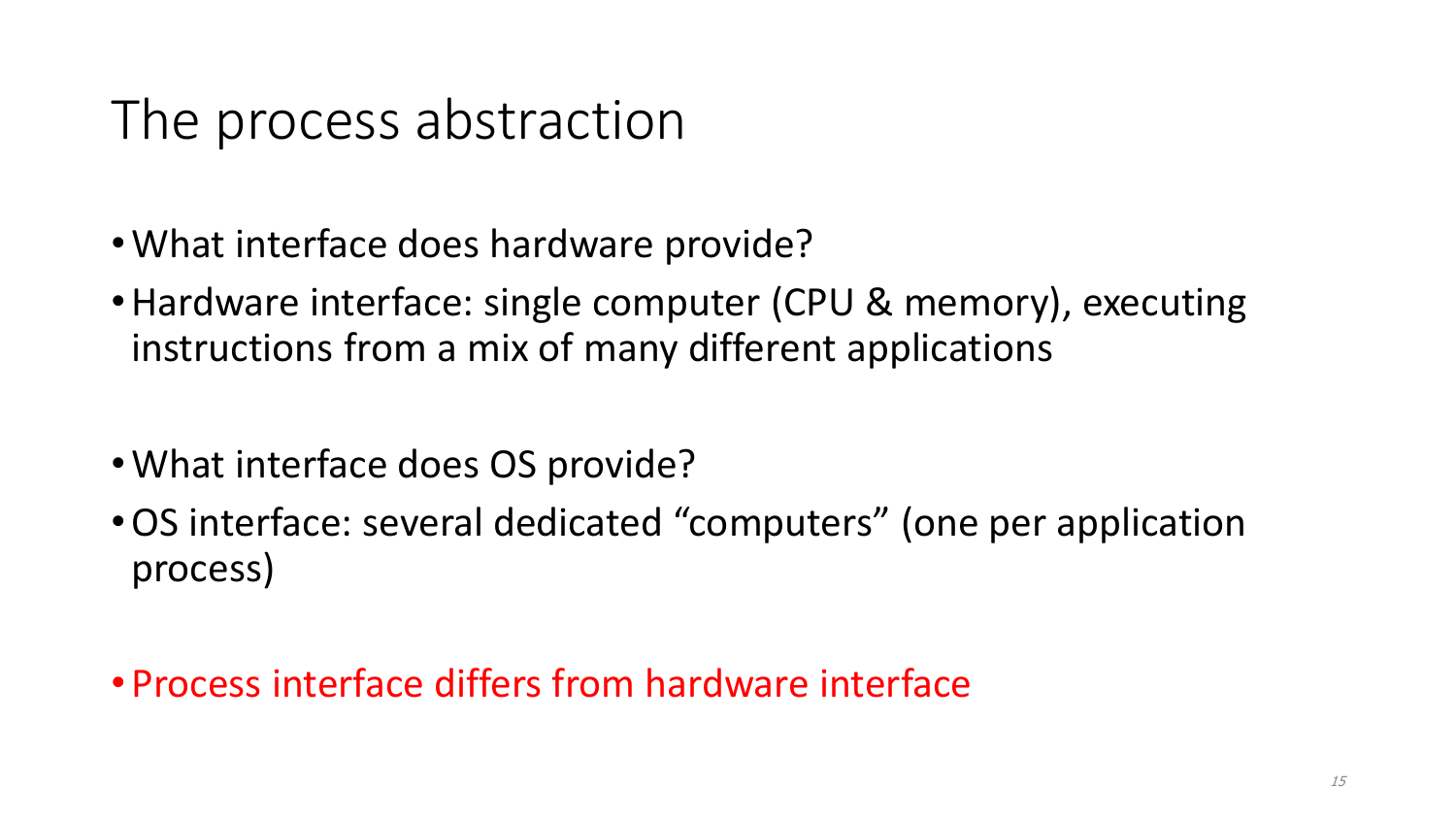# The process abstraction

- What interface does hardware provide?
- Hardware interface: single computer (CPU & memory), executing instructions from a mix of many different applications

- What interface does OS provide?
- OS interface: several dedicated “computers” (one per application process)

- Process interface differs from hardware interface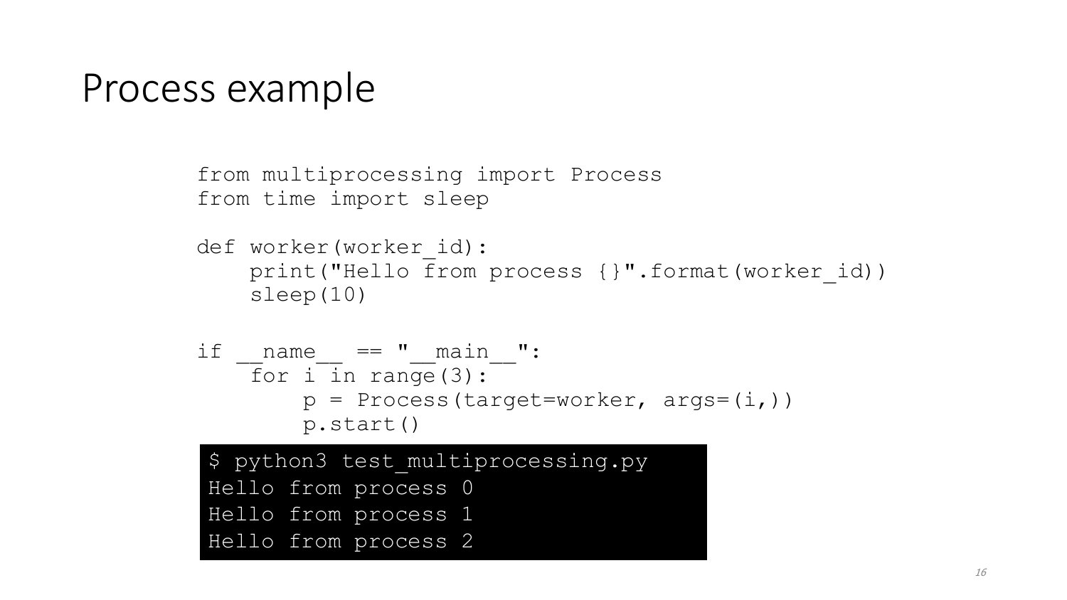# Process example

```python
from multiprocessing import Process
from time import sleep

def worker(worker_id):
    print("Hello from process {}".format(worker_id))
    sleep(10)

if __name__ == "__main__":
    for i in range(3):
        p = Process(target=worker, args=(i,))
        p.start()
```

```
$ python3 test_multiprocessing.py
Hello from process 0
Hello from process 1
Hello from process 2
```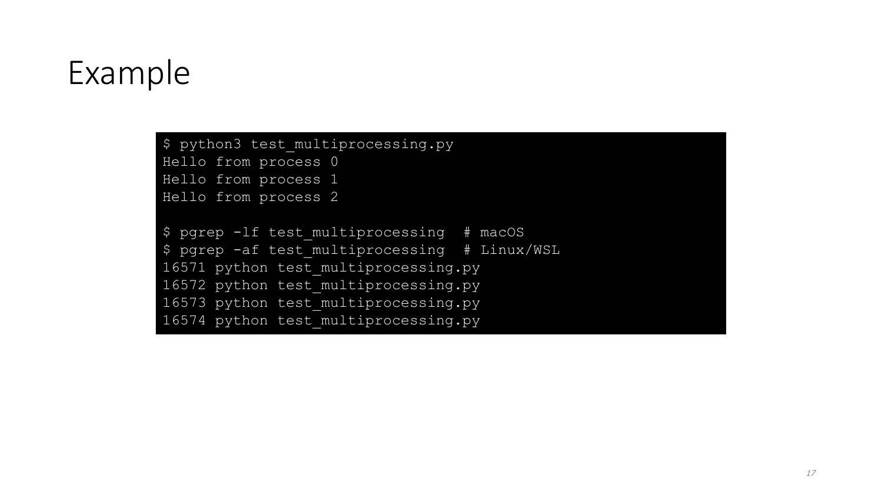# Example

```
$ python3 test_multiprocessing.py
Hello from process 0
Hello from process 1
Hello from process 2

$ pgrep -lf test_multiprocessing  # macOS
$ pgrep -af test_multiprocessing  # Linux/WSL
16571 python test_multiprocessing.py
16572 python test_multiprocessing.py
16573 python test_multiprocessing.py
16574 python test_multiprocessing.py
```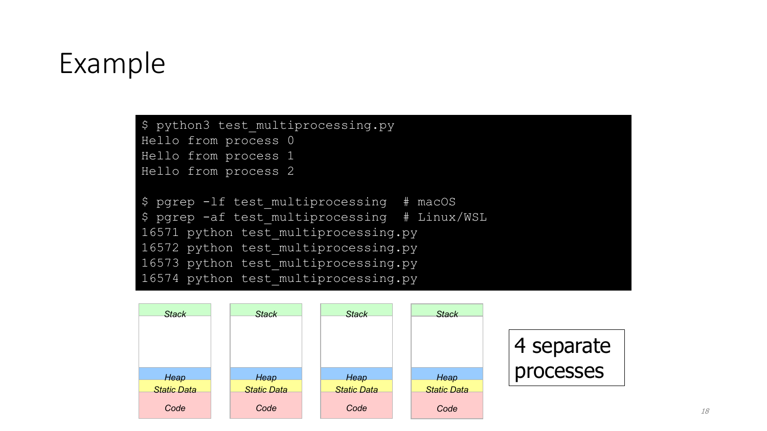# Example

```
$ python3 test_multiprocessing.py
Hello from process 0
Hello from process 1
Hello from process 2

$ pgrep -lf test_multiprocessing  # macOS
$ pgrep -af test_multiprocessing  # Linux/WSL
16571 python test_multiprocessing.py
16572 python test_multiprocessing.py
16573 python test_multiprocessing.py
16574 python test_multiprocessing.py
```

| Stack | Stack | Stack | Stack |
| --- | --- | --- | --- |
| Heap | Heap | Heap | Heap |
| Static Data | Static Data | Static Data | Static Data |
| Code | Code | Code | Code |

4 separate processes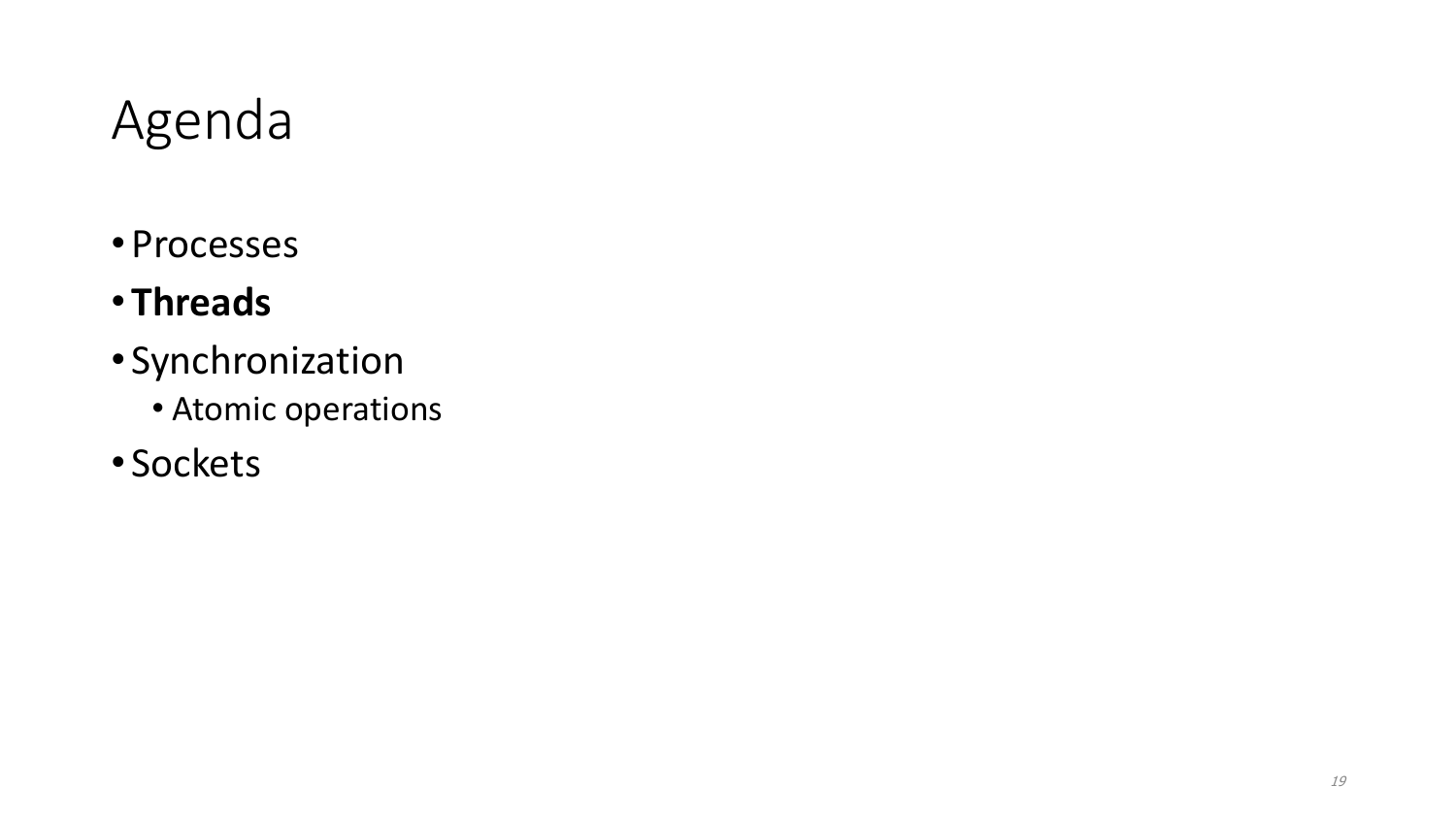# Agenda

- Processes
- **Threads**
- Synchronization
  - Atomic operations
- Sockets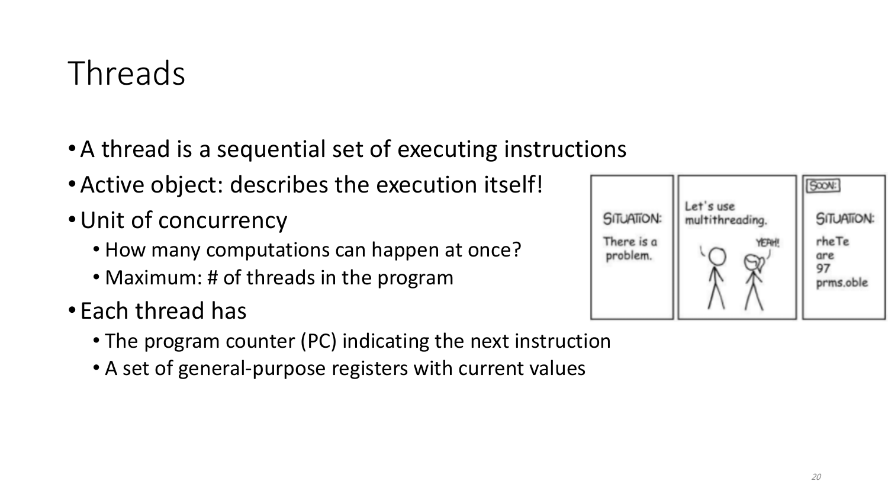# Threads

- A thread is a sequential set of executing instructions
- Active object: describes the execution itself!
- Unit of concurrency
  - How many computations can happen at once?
  - Maximum: # of threads in the program
- Each thread has
  - The program counter (PC) indicating the next instruction
  - A set of general-purpose registers with current values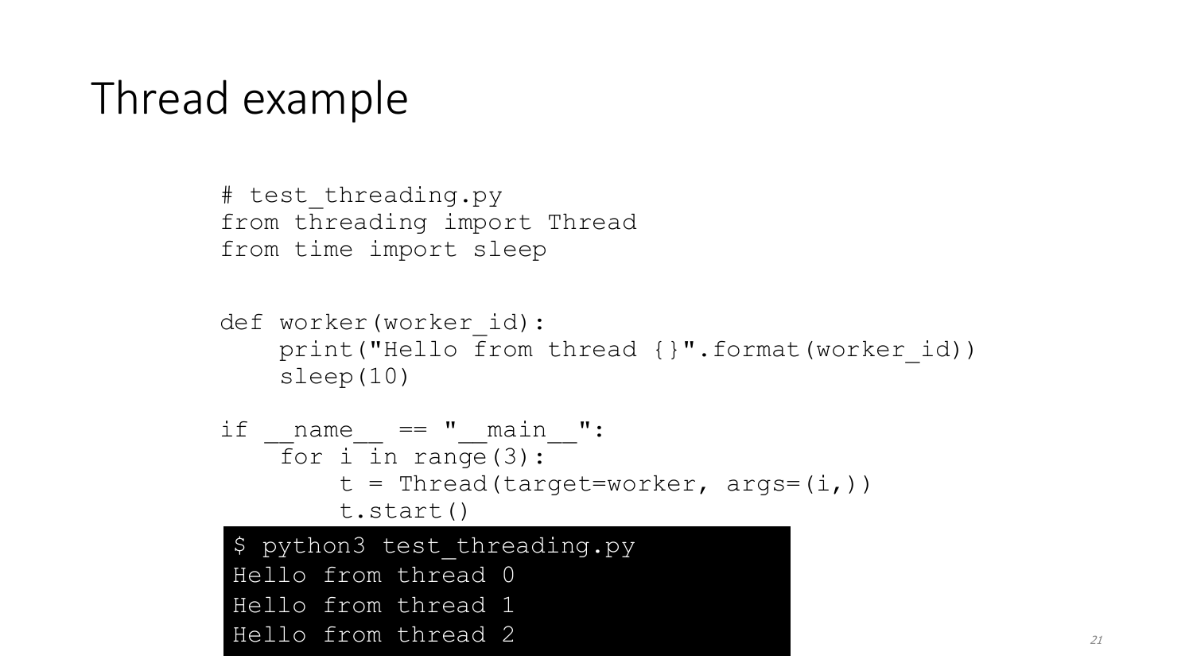# Thread example

```
# test_threading.py
from threading import Thread
from time import sleep


def worker(worker_id):
    print("Hello from thread {}".format(worker_id))
    sleep(10)

if __name__ == "__main__":
    for i in range(3):
        t = Thread(target=worker, args=(i,))
        t.start()
```

```
$ python3 test_threading.py
Hello from thread 0
Hello from thread 1
Hello from thread 2
```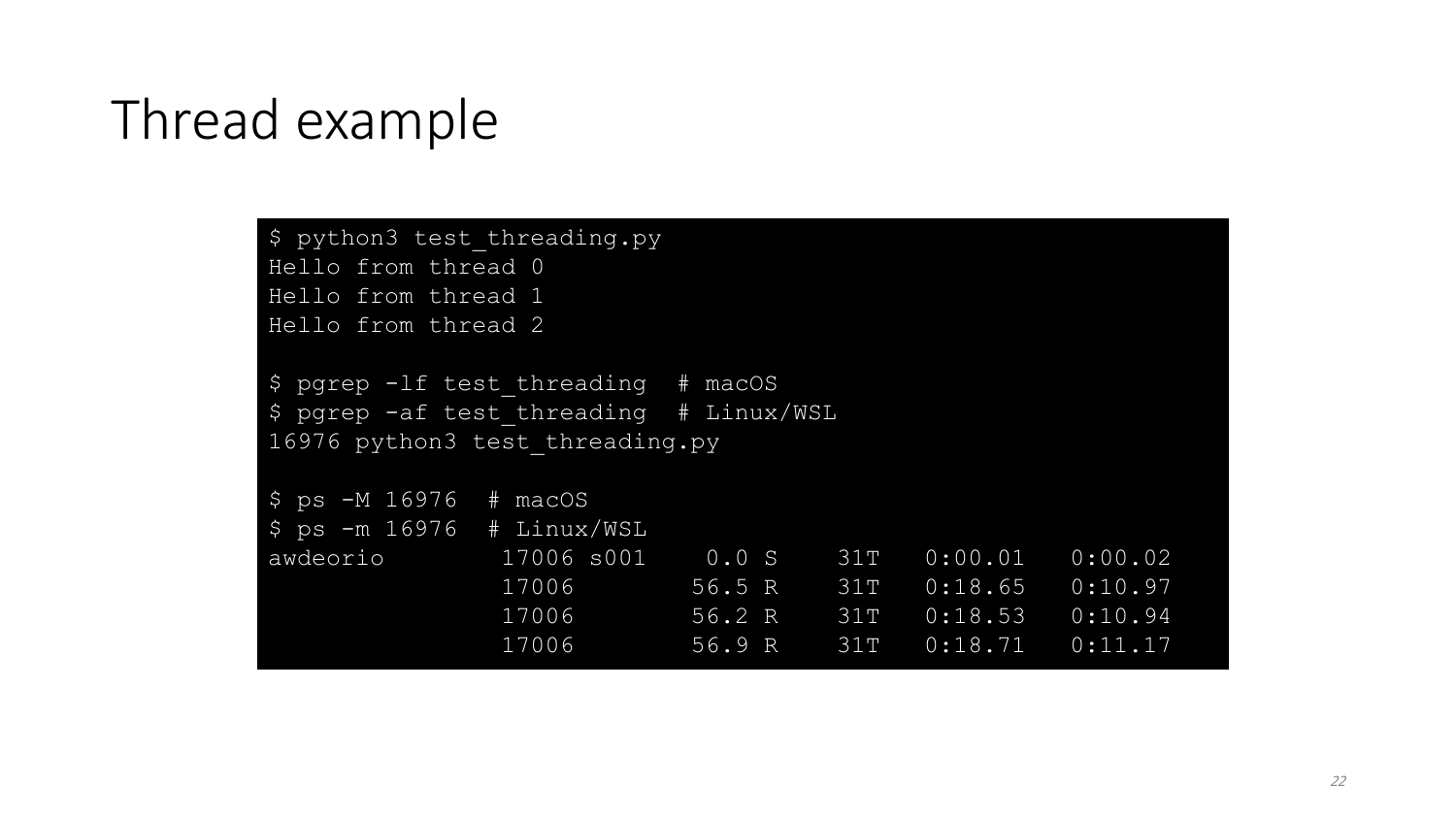# Thread example

```
$ python3 test_threading.py
Hello from thread 0
Hello from thread 1
Hello from thread 2

$ pgrep -lf test_threading  # macOS
$ pgrep -af test_threading  # Linux/WSL
16976 python3 test_threading.py

$ ps -M 16976  # macOS
$ ps -m 16976  # Linux/WSL
awdeorio        17006 s001    0.0 S    31T   0:00.01   0:00.02
                17006        56.5 R    31T   0:18.65   0:10.97
                17006        56.2 R    31T   0:18.53   0:10.94
                17006        56.9 R    31T   0:18.71   0:11.17
```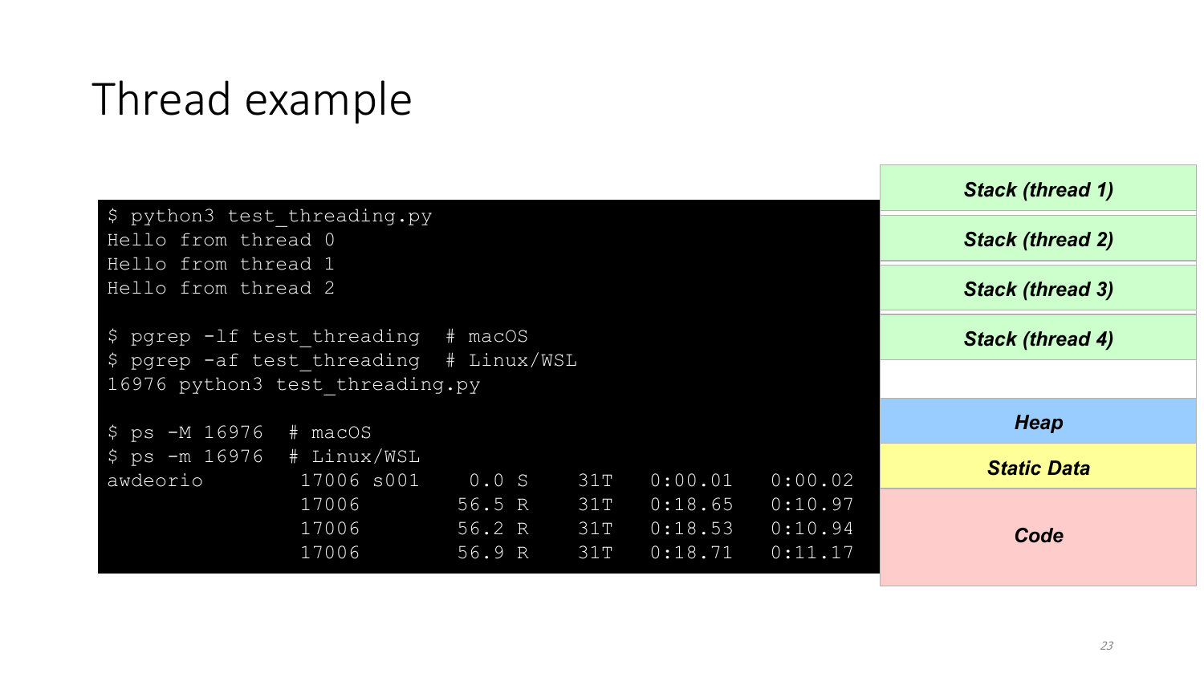# Thread example

```
$ python3 test_threading.py
Hello from thread 0
Hello from thread 1
Hello from thread 2

$ pgrep -lf test_threading  # macOS
$ pgrep -af test_threading  # Linux/WSL
16976 python3 test_threading.py

$ ps -M 16976  # macOS
$ ps -m 16976  # Linux/WSL
awdeorio        17006 s001     0.0 S    31T   0:00.01   0:00.02
                17006          56.5 R    31T   0:18.65   0:10.97
                17006          56.2 R    31T   0:18.53   0:10.94
                17006          56.9 R    31T   0:18.71   0:11.17
```

| |
|---|
| ***Stack (thread 1)*** |
| ***Stack (thread 2)*** |
| ***Stack (thread 3)*** |
| ***Stack (thread 4)*** |
| |
| ***Heap*** |
| ***Static Data*** |
| ***Code*** |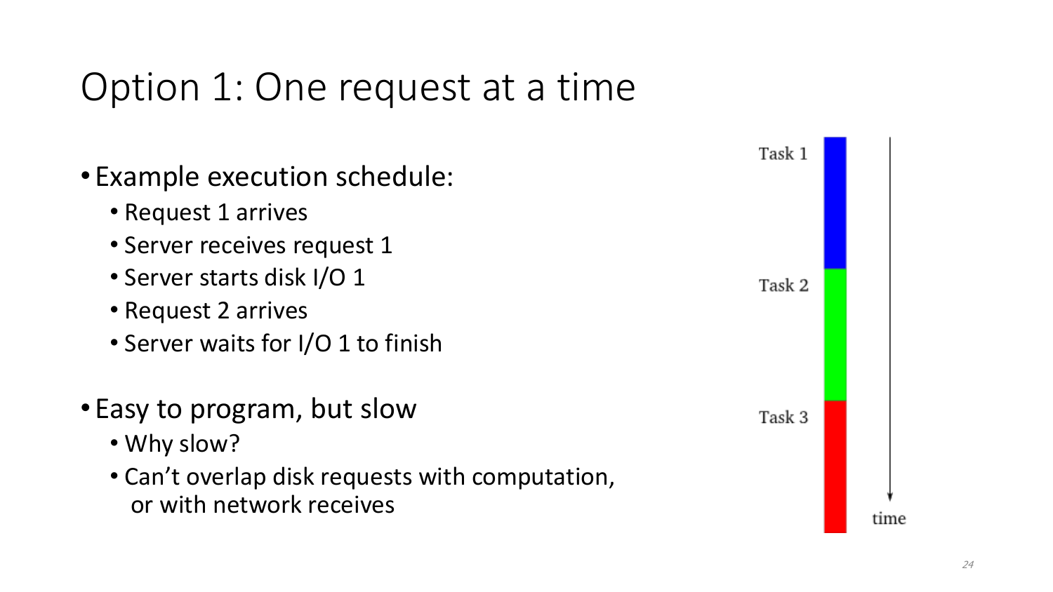# Option 1: One request at a time

- Example execution schedule:
  - Request 1 arrives
  - Server receives request 1
  - Server starts disk I/O 1
  - Request 2 arrives
  - Server waits for I/O 1 to finish
- Easy to program, but slow
  - Why slow?
  - Can't overlap disk requests with computation, or with network receives

Task 1

Task 2

Task 3

time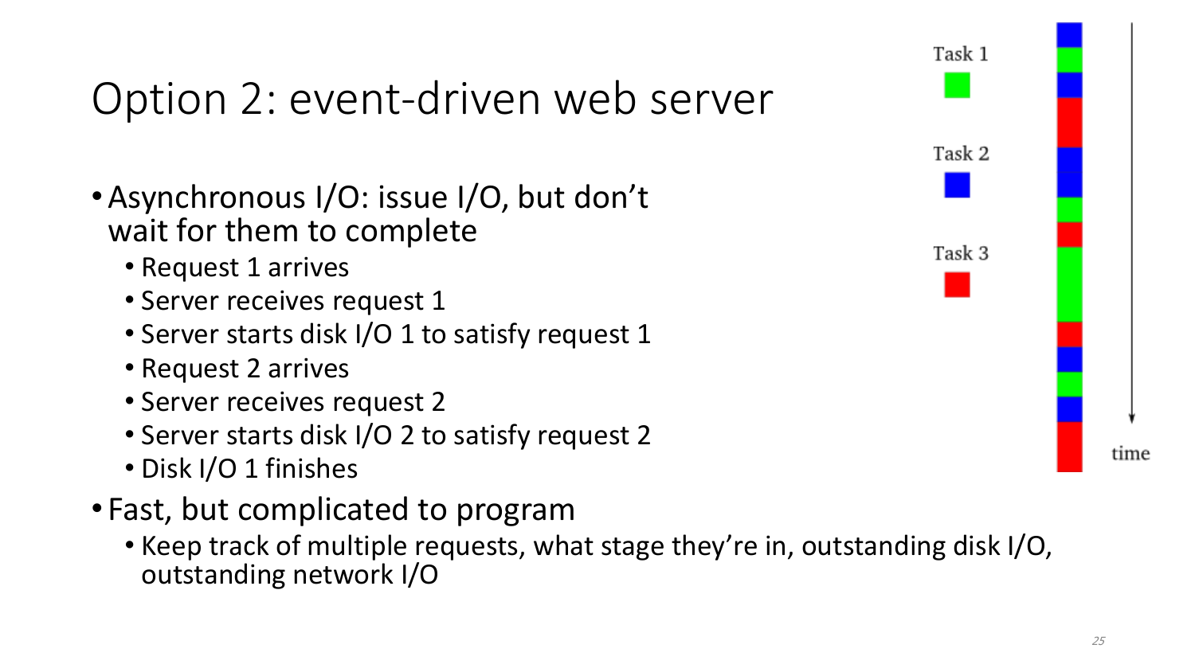# Option 2: event-driven web server

- Asynchronous I/O: issue I/O, but don't wait for them to complete
  - Request 1 arrives
  - Server receives request 1
  - Server starts disk I/O 1 to satisfy request 1
  - Request 2 arrives
  - Server receives request 2
  - Server starts disk I/O 2 to satisfy request 2
  - Disk I/O 1 finishes
- Fast, but complicated to program
  - Keep track of multiple requests, what stage they're in, outstanding disk I/O, outstanding network I/O

Task 1

Task 2

Task 3

time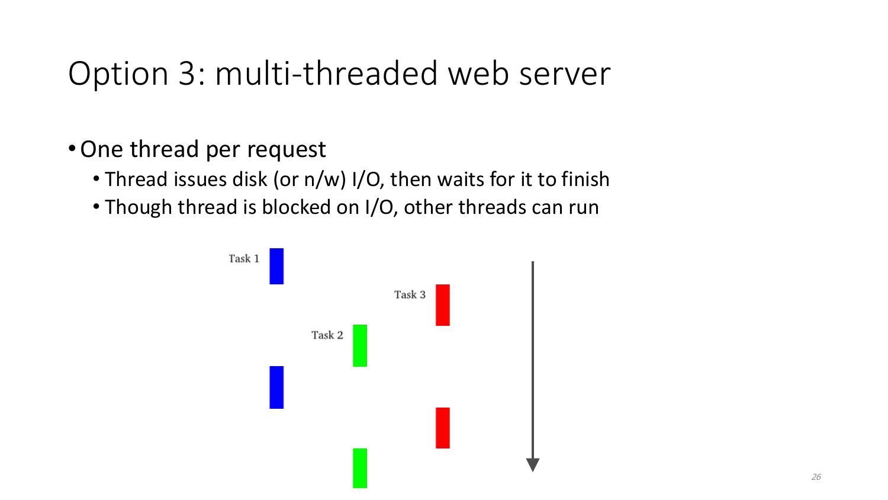# Option 3: multi-threaded web server

- One thread per request
  - Thread issues disk (or n/w) I/O, then waits for it to finish
  - Though thread is blocked on I/O, other threads can run

Task 1

Task 3

Task 2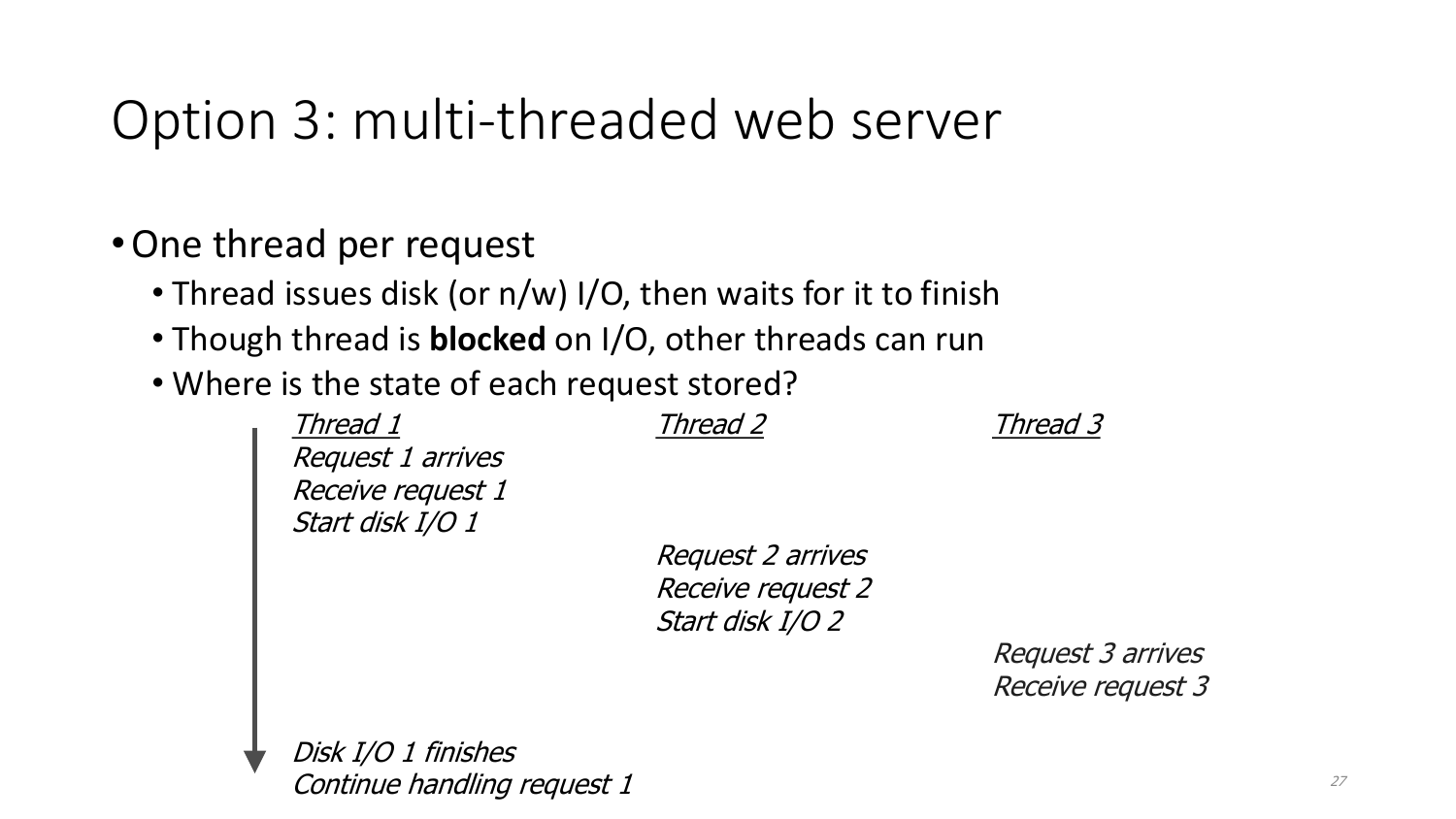# Option 3: multi-threaded web server

- One thread per request
  - Thread issues disk (or n/w) I/O, then waits for it to finish
  - Though thread is **blocked** on I/O, other threads can run
  - Where is the state of each request stored?

| *Thread 1* | *Thread 2* | *Thread 3* |
| --- | --- | --- |
| *Request 1 arrives* | | |
| *Receive request 1* | | |
| *Start disk I/O 1* | | |
| | *Request 2 arrives* | |
| | *Receive request 2* | |
| | *Start disk I/O 2* | |
| | | *Request 3 arrives* |
| | | *Receive request 3* |
| *Disk I/O 1 finishes* | | |
| *Continue handling request 1* | | |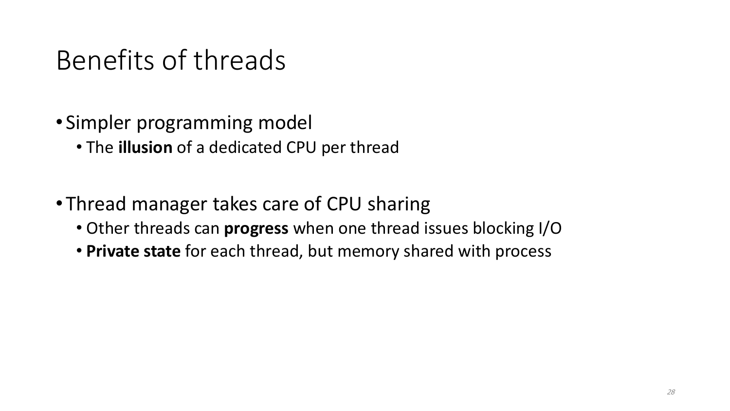# Benefits of threads

- Simpler programming model
  - The **illusion** of a dedicated CPU per thread
- Thread manager takes care of CPU sharing
  - Other threads can **progress** when one thread issues blocking I/O
  - **Private state** for each thread, but memory shared with process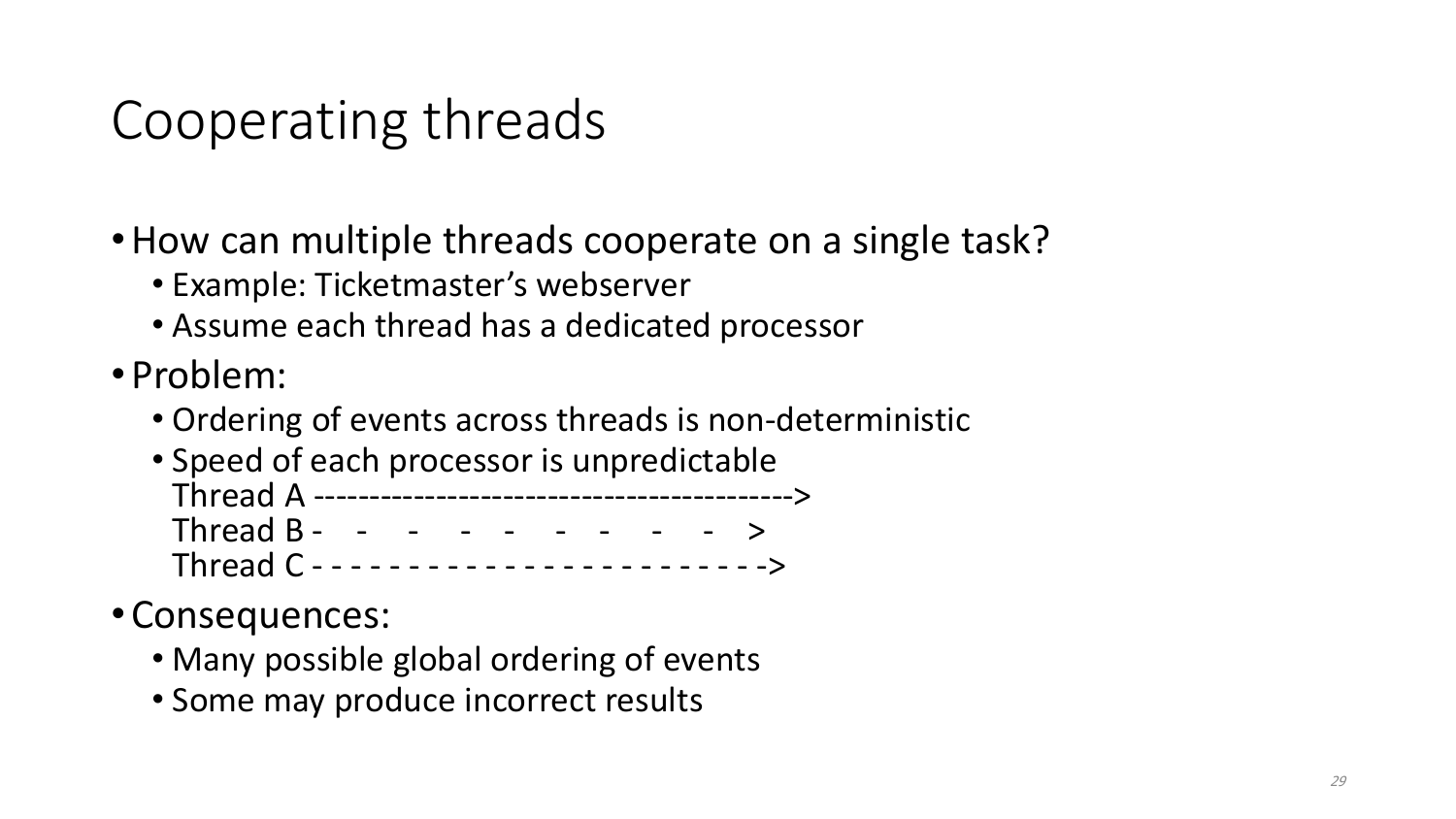# Cooperating threads

- How can multiple threads cooperate on a single task?
  - Example: Ticketmaster's webserver
  - Assume each thread has a dedicated processor
- Problem:
  - Ordering of events across threads is non-deterministic
  - Speed of each processor is unpredictable

```
Thread A ------------------------------------------>
Thread B -    -    -    -    -    -    -    -    -    >
Thread C - - - - - - - - - - - - - - - - - - - - - - - ->
```

- Consequences:
  - Many possible global ordering of events
  - Some may produce incorrect results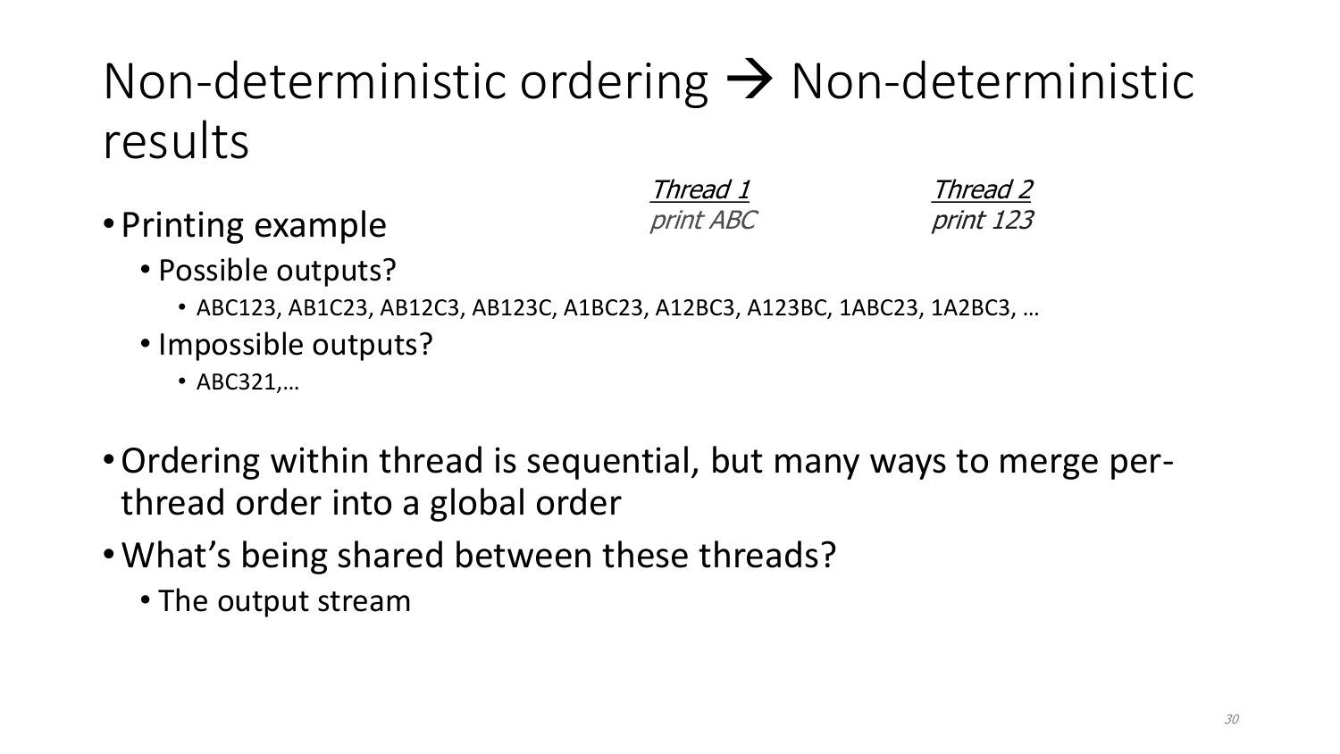# Non-deterministic ordering → Non-deterministic results

| *Thread 1* | *Thread 2* |
| --- | --- |
| *print ABC* | *print 123* |

- Printing example
  - Possible outputs?
    - ABC123, AB1C23, AB12C3, AB123C, A1BC23, A12BC3, A123BC, 1ABC23, 1A2BC3, …
  - Impossible outputs?
    - ABC321,…
- Ordering within thread is sequential, but many ways to merge per-thread order into a global order
- What's being shared between these threads?
  - The output stream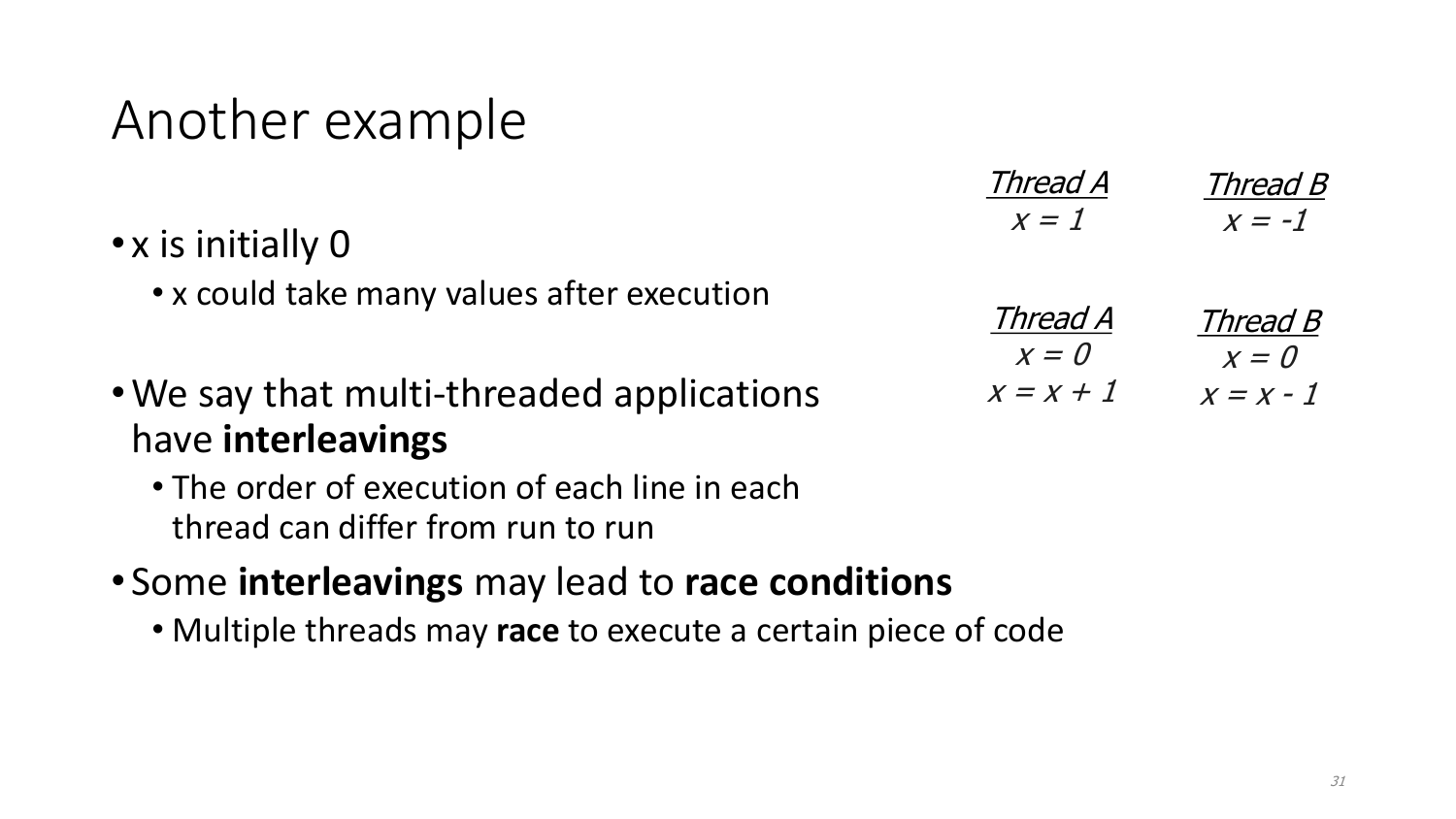# Another example

- x is initially 0
  - x could take many values after execution
- We say that multi-threaded applications have **interleavings**
  - The order of execution of each line in each thread can differ from run to run
- Some **interleavings** may lead to **race conditions**
  - Multiple threads may **race** to execute a certain piece of code

| *Thread A* | *Thread B* |
|---|---|
| *x = 1* | *x = -1* |

| *Thread A* | *Thread B* |
|---|---|
| *x = 0* | *x = 0* |
| *x = x + 1* | *x = x - 1* |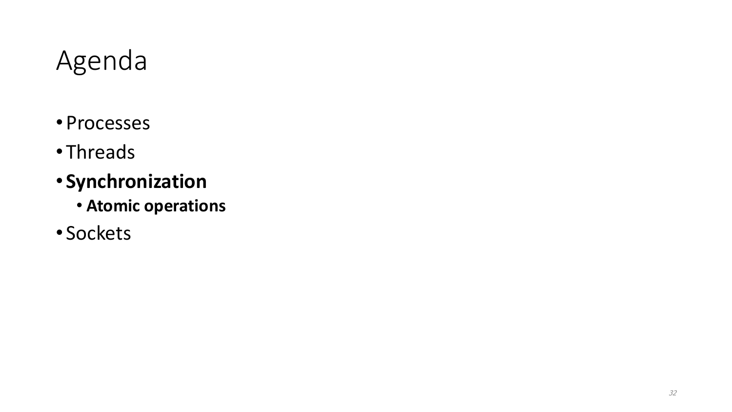# Agenda

- Processes
- Threads
- **Synchronization**
  - **Atomic operations**
- Sockets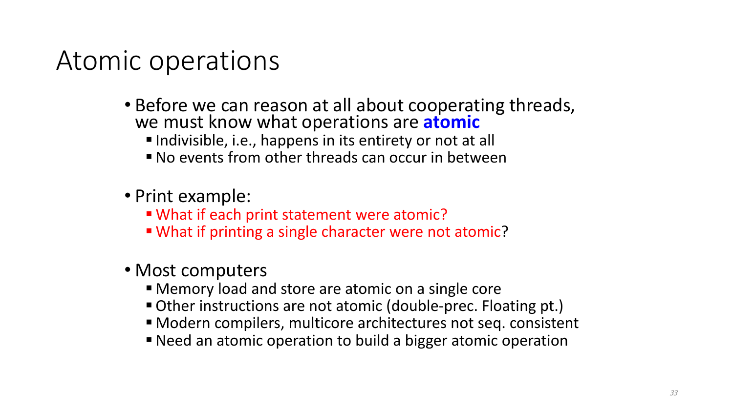# Atomic operations

- Before we can reason at all about cooperating threads, we must know what operations are **atomic**
  - Indivisible, i.e., happens in its entirety or not at all
  - No events from other threads can occur in between
- Print example:
  - What if each print statement were atomic?
  - What if printing a single character were not atomic?
- Most computers
  - Memory load and store are atomic on a single core
  - Other instructions are not atomic (double-prec. Floating pt.)
  - Modern compilers, multicore architectures not seq. consistent
  - Need an atomic operation to build a bigger atomic operation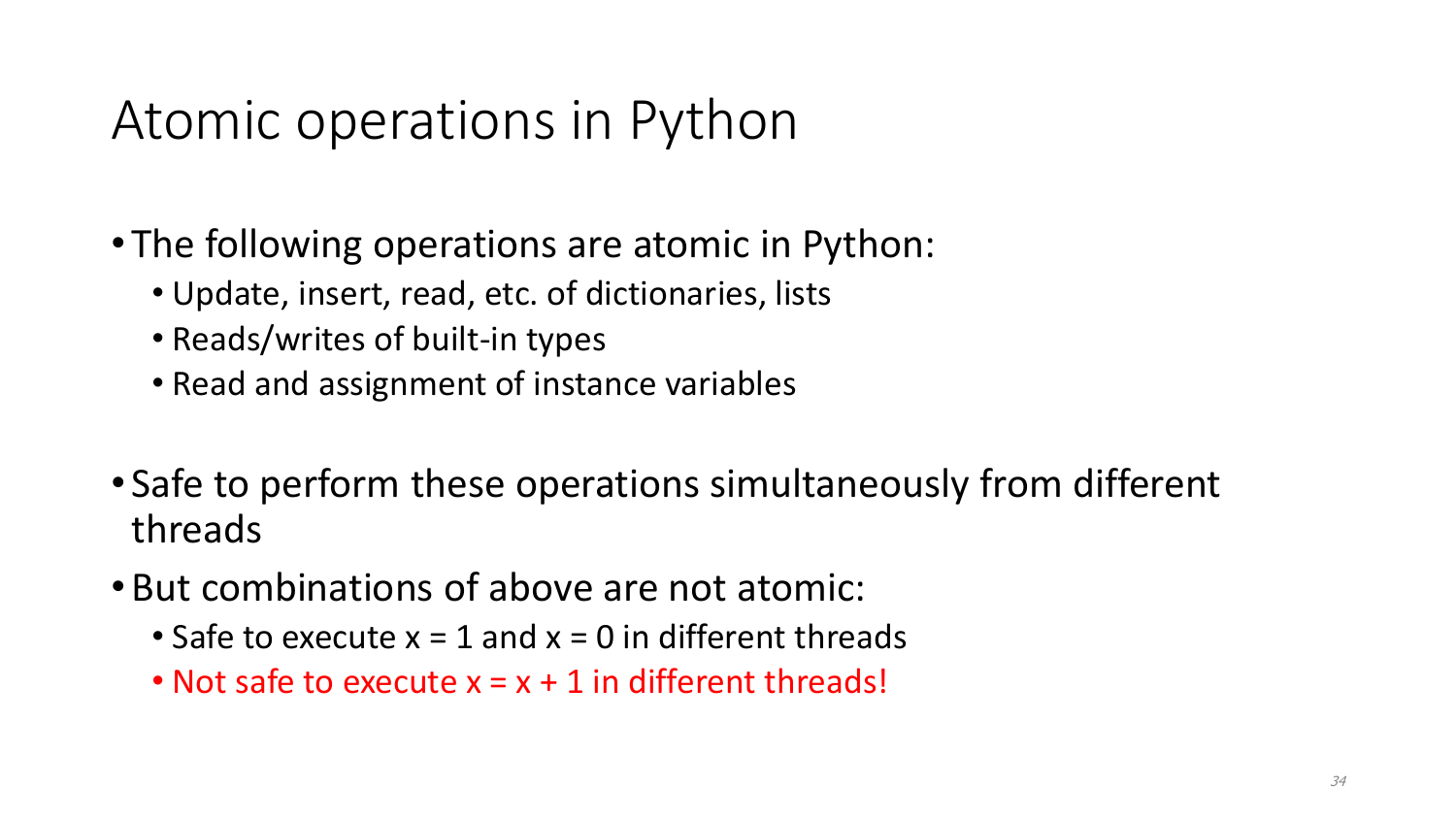# Atomic operations in Python

- The following operations are atomic in Python:
  - Update, insert, read, etc. of dictionaries, lists
  - Reads/writes of built-in types
  - Read and assignment of instance variables

- Safe to perform these operations simultaneously from different threads

- But combinations of above are not atomic:
  - Safe to execute x = 1 and x = 0 in different threads
  - Not safe to execute x = x + 1 in different threads!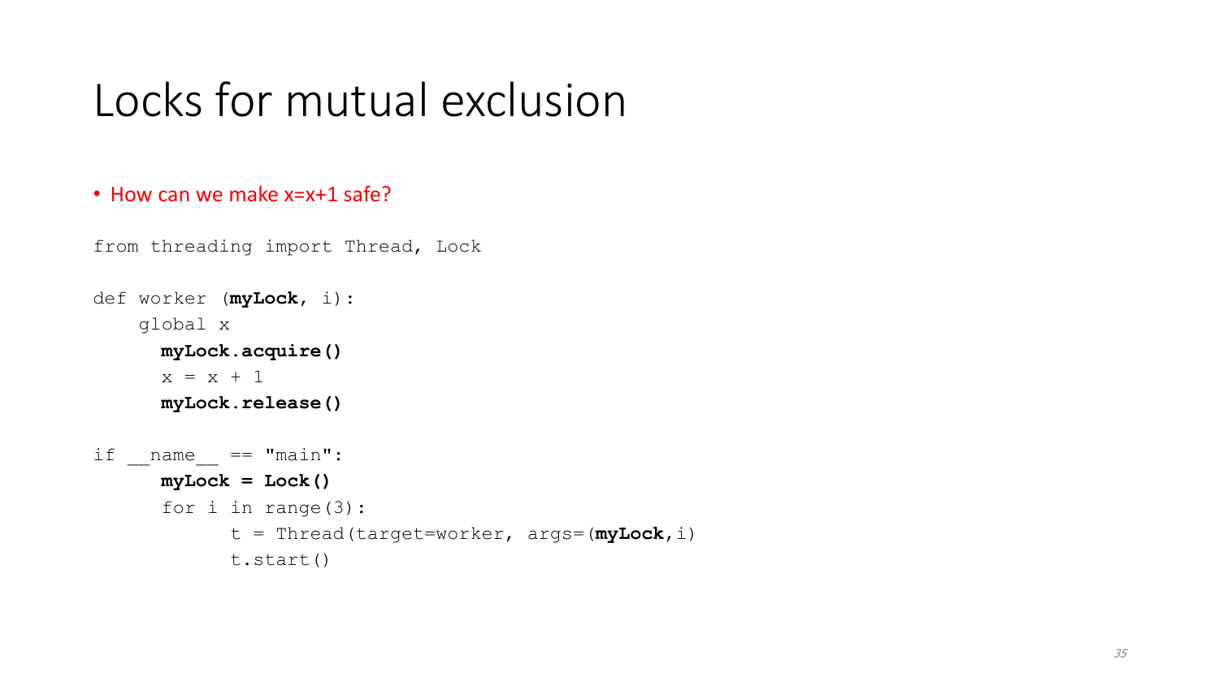# Locks for mutual exclusion

- How can we make x=x+1 safe?

```
from threading import Thread, Lock

def worker (myLock, i):
    global x
      myLock.acquire()
      x = x + 1
      myLock.release()

if __name__ == "main":
      myLock = Lock()
      for i in range(3):
            t = Thread(target=worker, args=(myLock,i)
            t.start()
```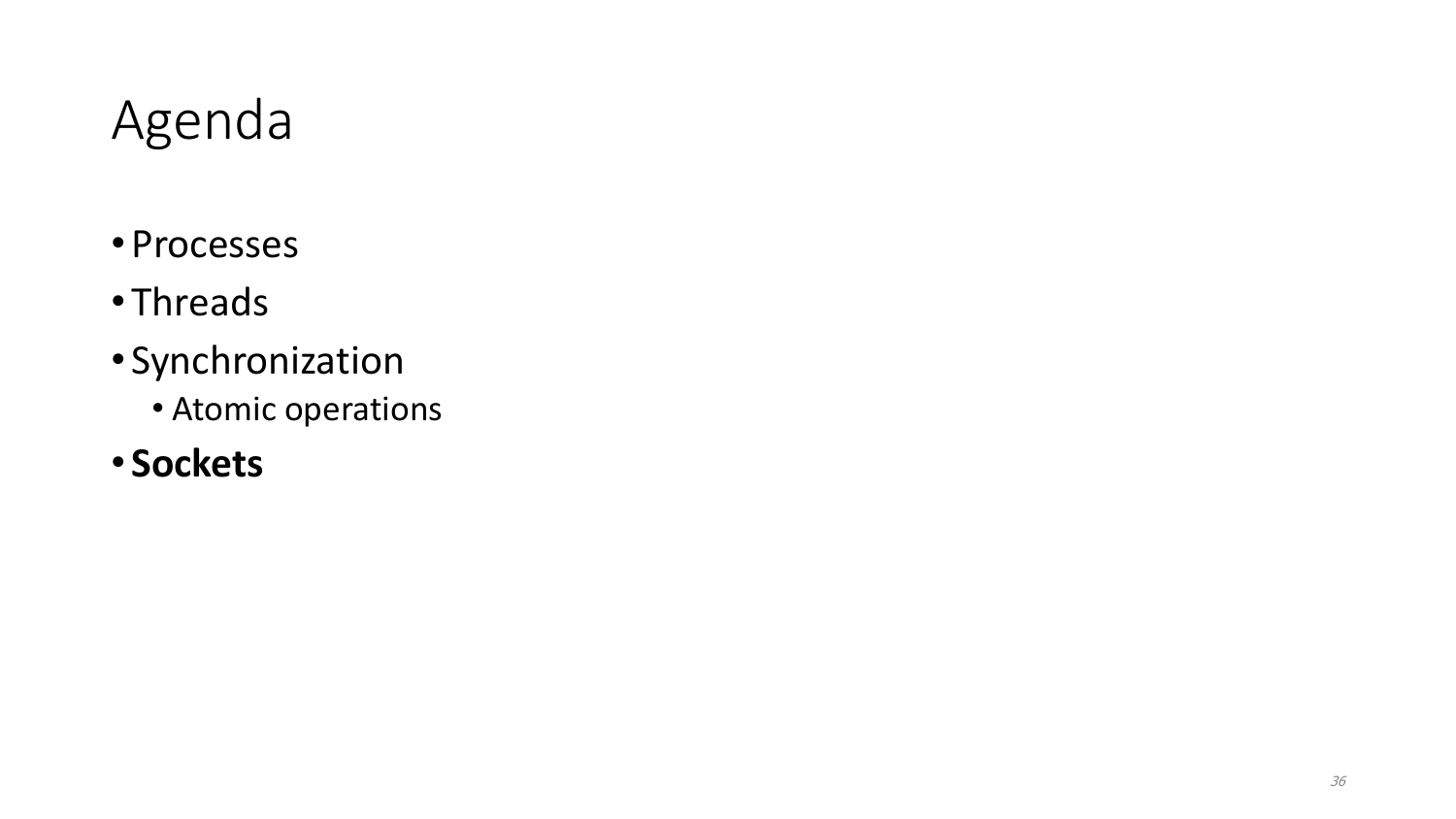# Agenda

- Processes
- Threads
- Synchronization
  - Atomic operations
- **Sockets**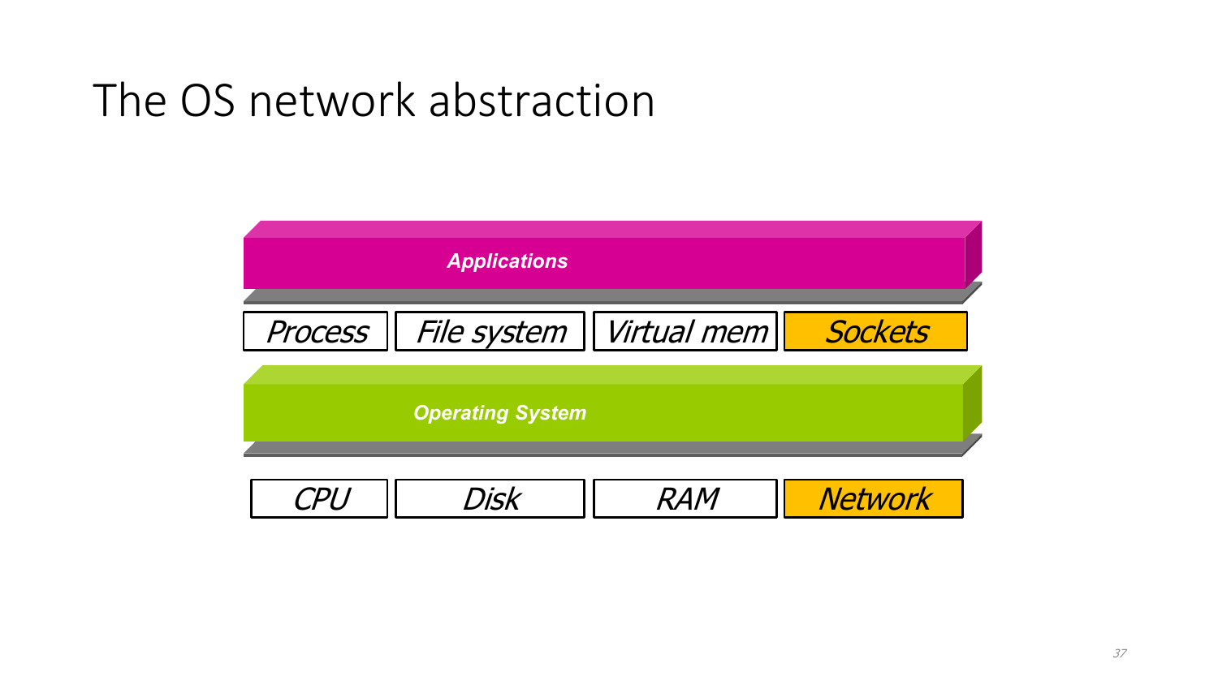# The OS network abstraction

**Applications**

| *Process* | *File system* | *Virtual mem* | *Sockets* |
|---|---|---|---|

**Operating System**

| *CPU* | *Disk* | *RAM* | *Network* |
|---|---|---|---|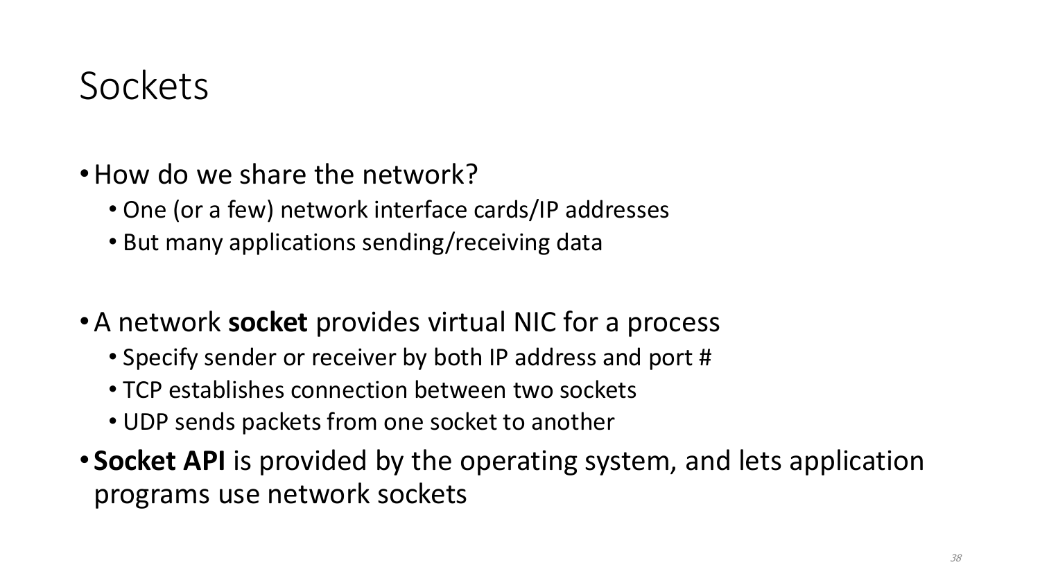# Sockets

- How do we share the network?
  - One (or a few) network interface cards/IP addresses
  - But many applications sending/receiving data

- A network **socket** provides virtual NIC for a process
  - Specify sender or receiver by both IP address and port #
  - TCP establishes connection between two sockets
  - UDP sends packets from one socket to another
- **Socket API** is provided by the operating system, and lets application programs use network sockets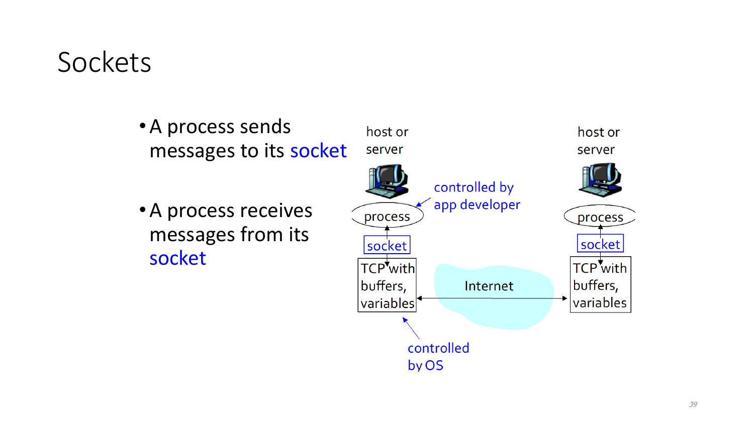# Sockets

- A process sends messages to its socket
- A process receives messages from its socket

host or server

process

socket

TCP with buffers, variables

controlled by app developer

Internet

controlled by OS

host or server

process

socket

TCP with buffers, variables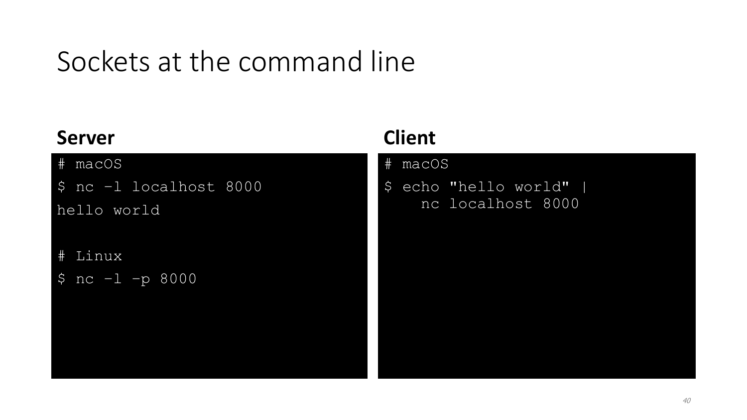# Sockets at the command line

**Server**

```
# macOS
$ nc -l localhost 8000
hello world

# Linux
$ nc -l -p 8000
```

**Client**

```
# macOS
$ echo "hello world" |
    nc localhost 8000
```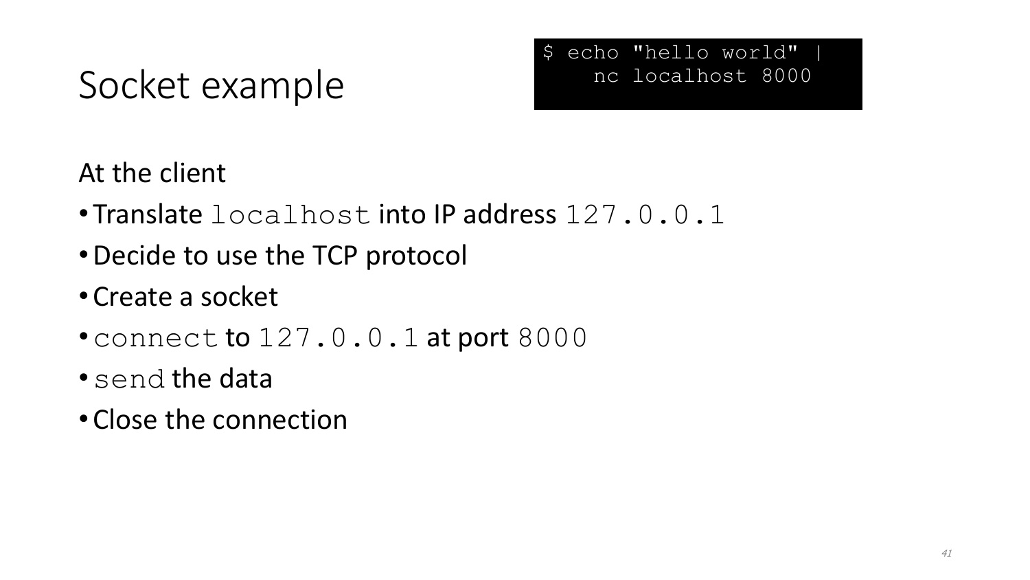# Socket example

```
$ echo "hello world" |
    nc localhost 8000
```

At the client

- Translate `localhost` into IP address `127.0.0.1`
- Decide to use the TCP protocol
- Create a socket
- `connect` to `127.0.0.1` at port `8000`
- `send` the data
- Close the connection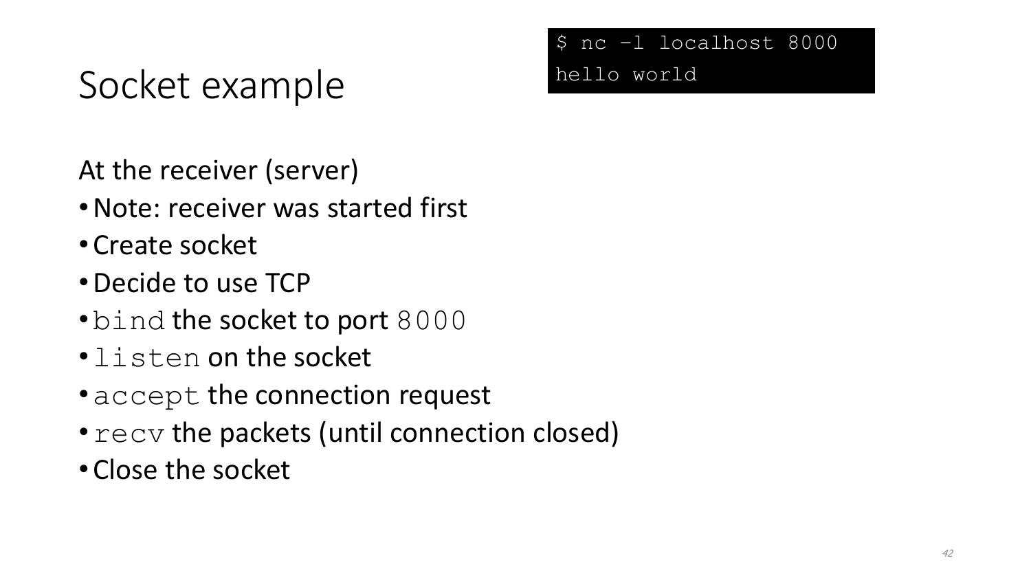# Socket example

```
$ nc -l localhost 8000
hello world
```

At the receiver (server)

- Note: receiver was started first
- Create socket
- Decide to use TCP
- `bind` the socket to port `8000`
- `listen` on the socket
- `accept` the connection request
- `recv` the packets (until connection closed)
- Close the socket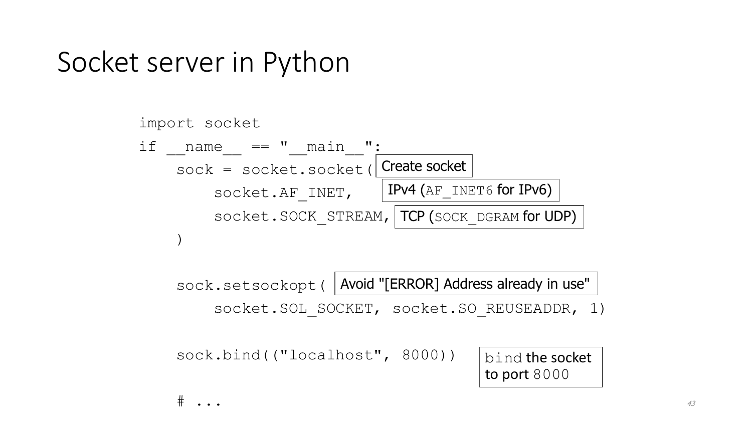# Socket server in Python

```
import socket
if __name__ == "__main__":
    sock = socket.socket(
        socket.AF_INET,
        socket.SOCK_STREAM,
    )

    sock.setsockopt(
        socket.SOL_SOCKET, socket.SO_REUSEADDR, 1)

    sock.bind(("localhost", 8000))

    # ...
```

- `socket.socket(`: Create socket
- `socket.AF_INET`: IPv4 (`AF_INET6` for IPv6)
- `socket.SOCK_STREAM`: TCP (`SOCK_DGRAM` for UDP)
- `sock.setsockopt(`: Avoid "[ERROR] Address already in use"
- `sock.bind(("localhost", 8000))`: `bind` the socket to port `8000`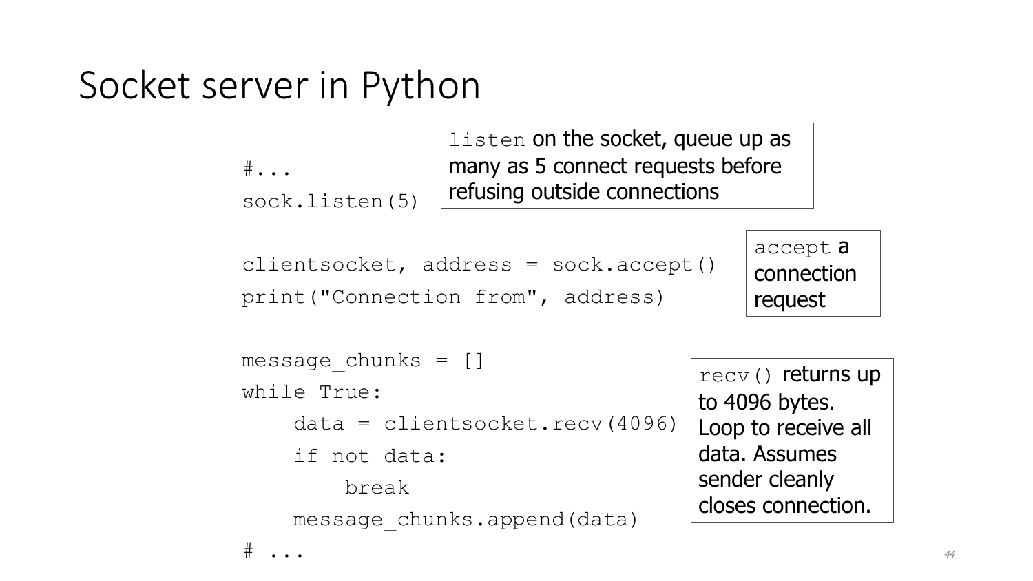# Socket server in Python

```
#...
sock.listen(5)

clientsocket, address = sock.accept()
print("Connection from", address)

message_chunks = []
while True:
    data = clientsocket.recv(4096)
    if not data:
        break
    message_chunks.append(data)
# ...
```

`listen` on the socket, queue up as many as 5 connect requests before refusing outside connections

`accept` a connection request

`recv()` returns up to 4096 bytes. Loop to receive all data. Assumes sender cleanly closes connection.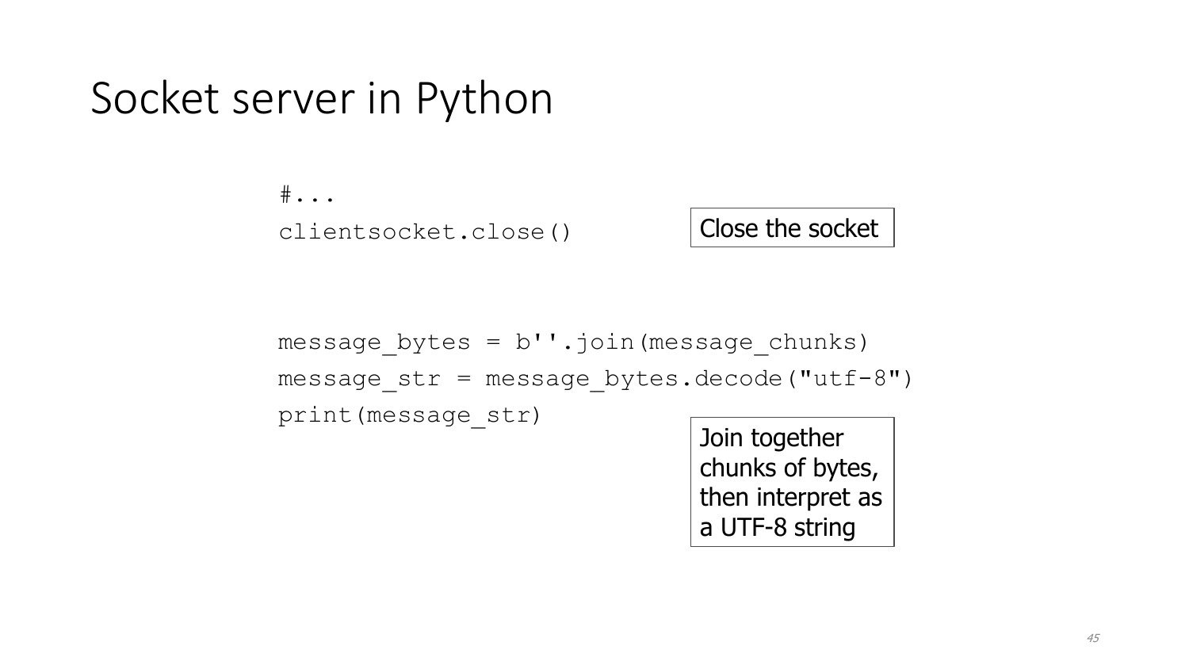# Socket server in Python

```
#...
clientsocket.close()
```

Close the socket

```
message_bytes = b''.join(message_chunks)
message_str = message_bytes.decode("utf-8")
print(message_str)
```

Join together chunks of bytes, then interpret as a UTF-8 string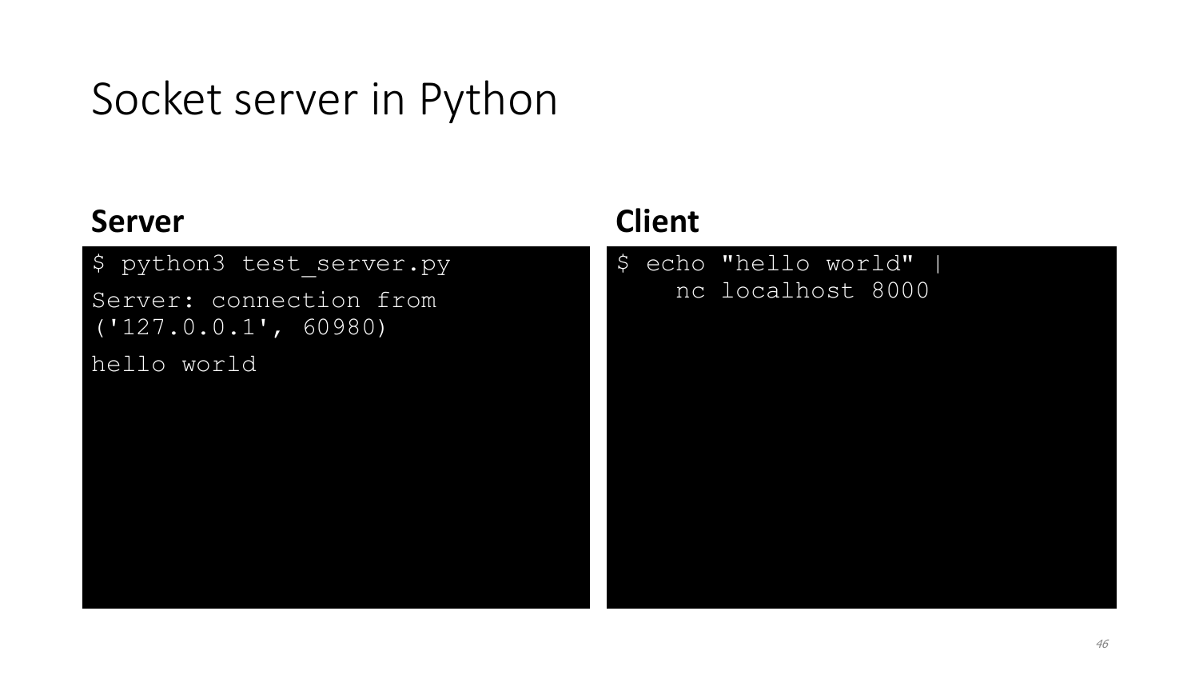# Socket server in Python

**Server**

```
$ python3 test_server.py
Server: connection from
('127.0.0.1', 60980)
hello world
```

**Client**

```
$ echo "hello world" |
    nc localhost 8000
```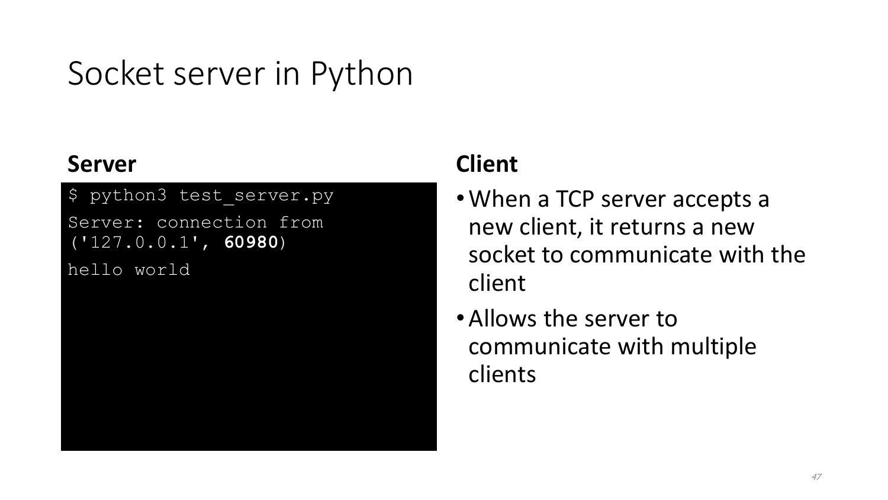# Socket server in Python

**Server**

```
$ python3 test_server.py
Server: connection from ('127.0.0.1', 60980)
hello world
```

**Client**

- When a TCP server accepts a new client, it returns a new socket to communicate with the client
- Allows the server to communicate with multiple clients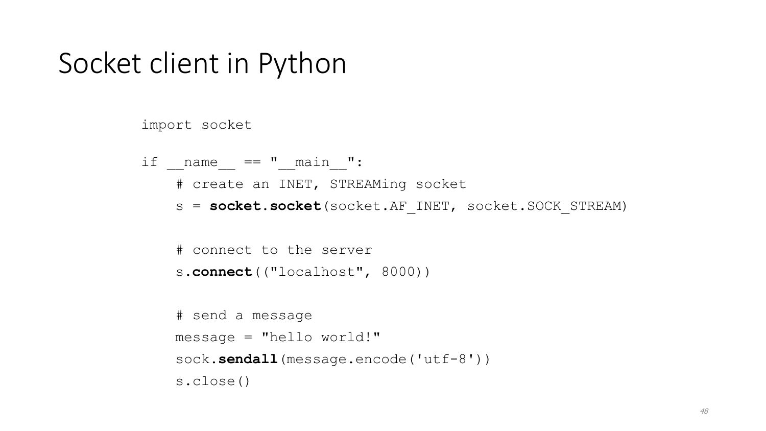# Socket client in Python

```
import socket

if __name__ == "__main__":
    # create an INET, STREAMing socket
    s = socket.socket(socket.AF_INET, socket.SOCK_STREAM)

    # connect to the server
    s.connect(("localhost", 8000))

    # send a message
    message = "hello world!"
    sock.sendall(message.encode('utf-8'))
    s.close()
```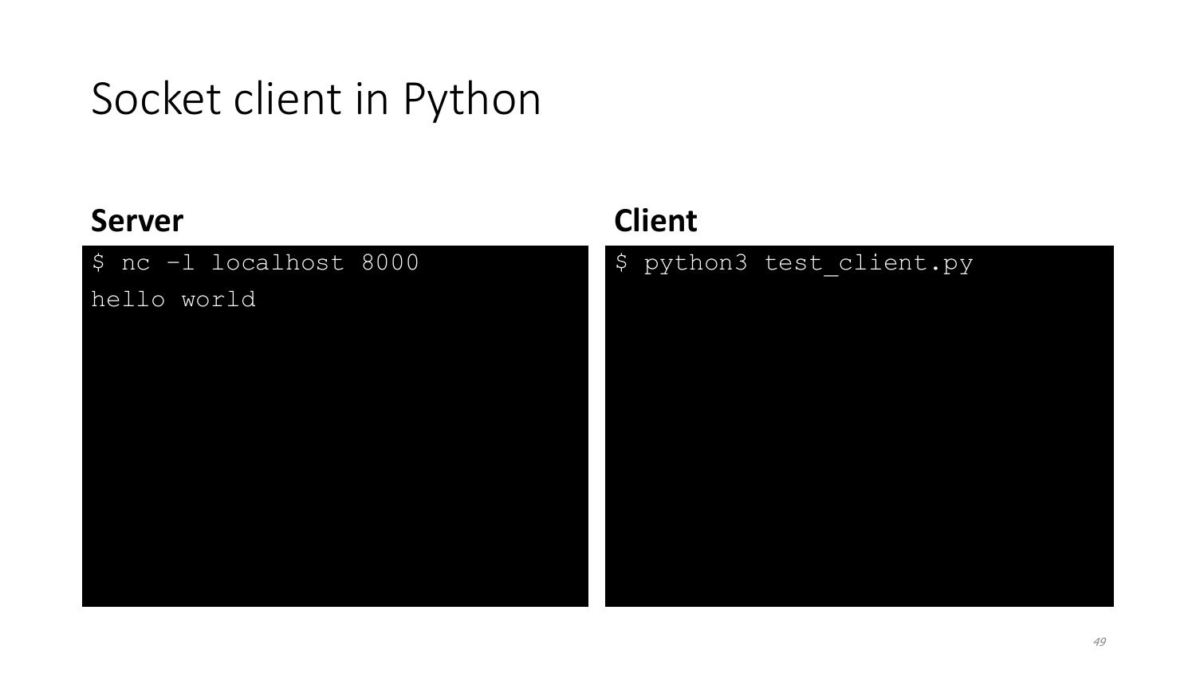# Socket client in Python

**Server**

```
$ nc –l localhost 8000
hello world
```

**Client**

```
$ python3 test_client.py
```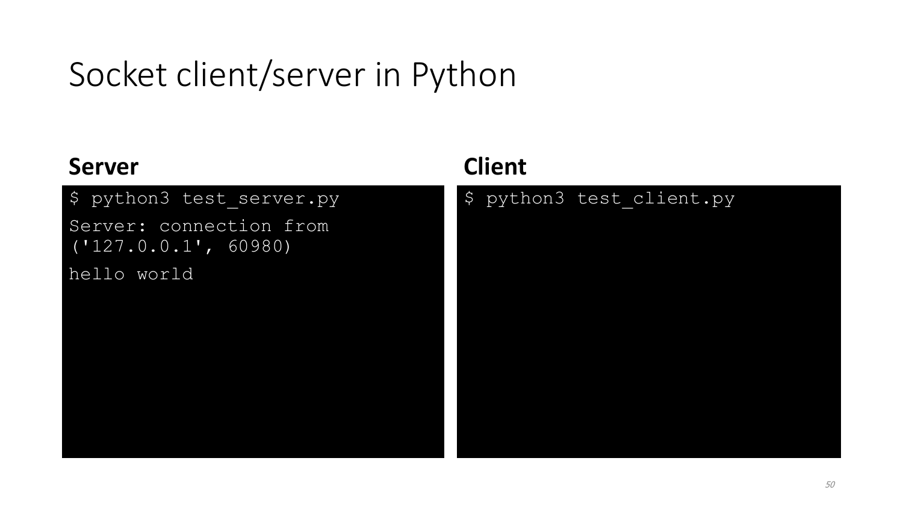# Socket client/server in Python

**Server**

```
$ python3 test_server.py
Server: connection from
('127.0.0.1', 60980)
hello world
```

**Client**

```
$ python3 test_client.py
```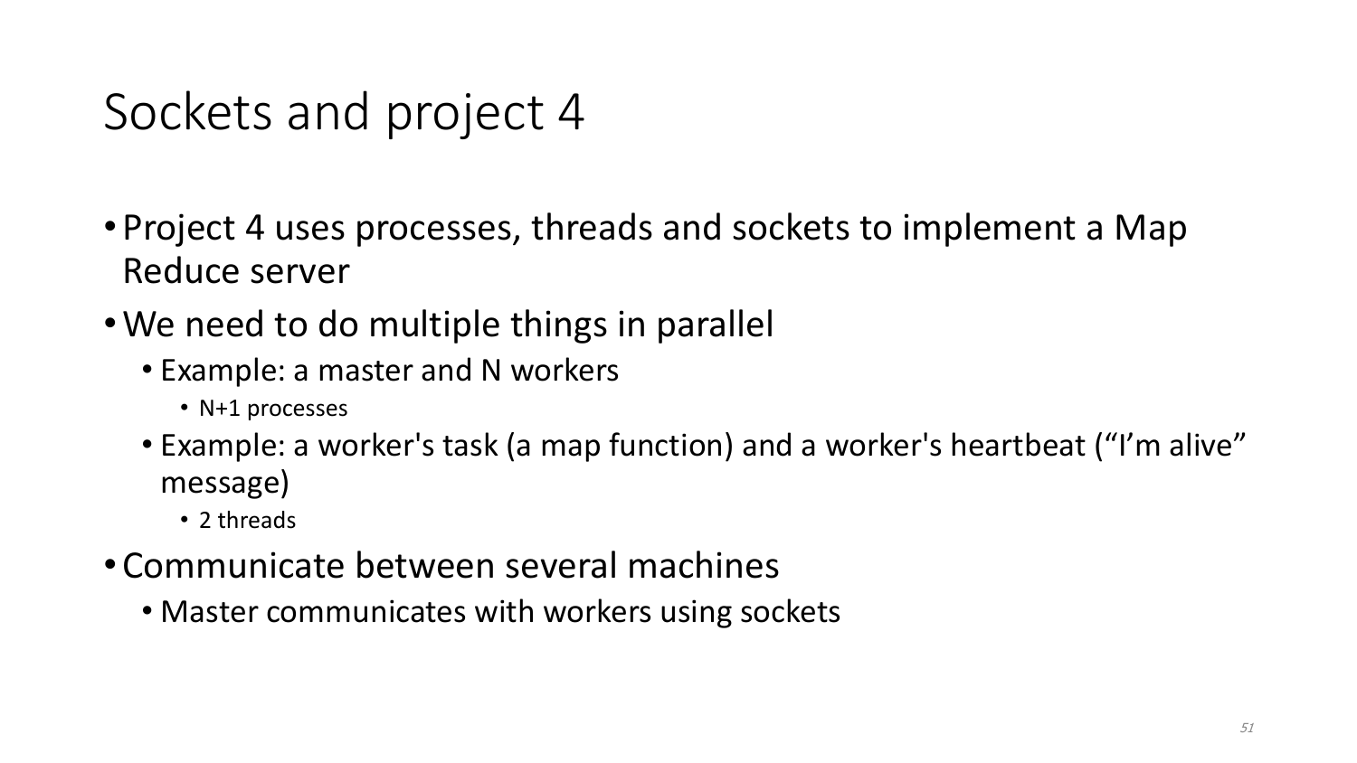# Sockets and project 4

- Project 4 uses processes, threads and sockets to implement a Map Reduce server
- We need to do multiple things in parallel
  - Example: a master and N workers
    - N+1 processes
  - Example: a worker's task (a map function) and a worker's heartbeat ("I'm alive" message)
    - 2 threads
- Communicate between several machines
  - Master communicates with workers using sockets